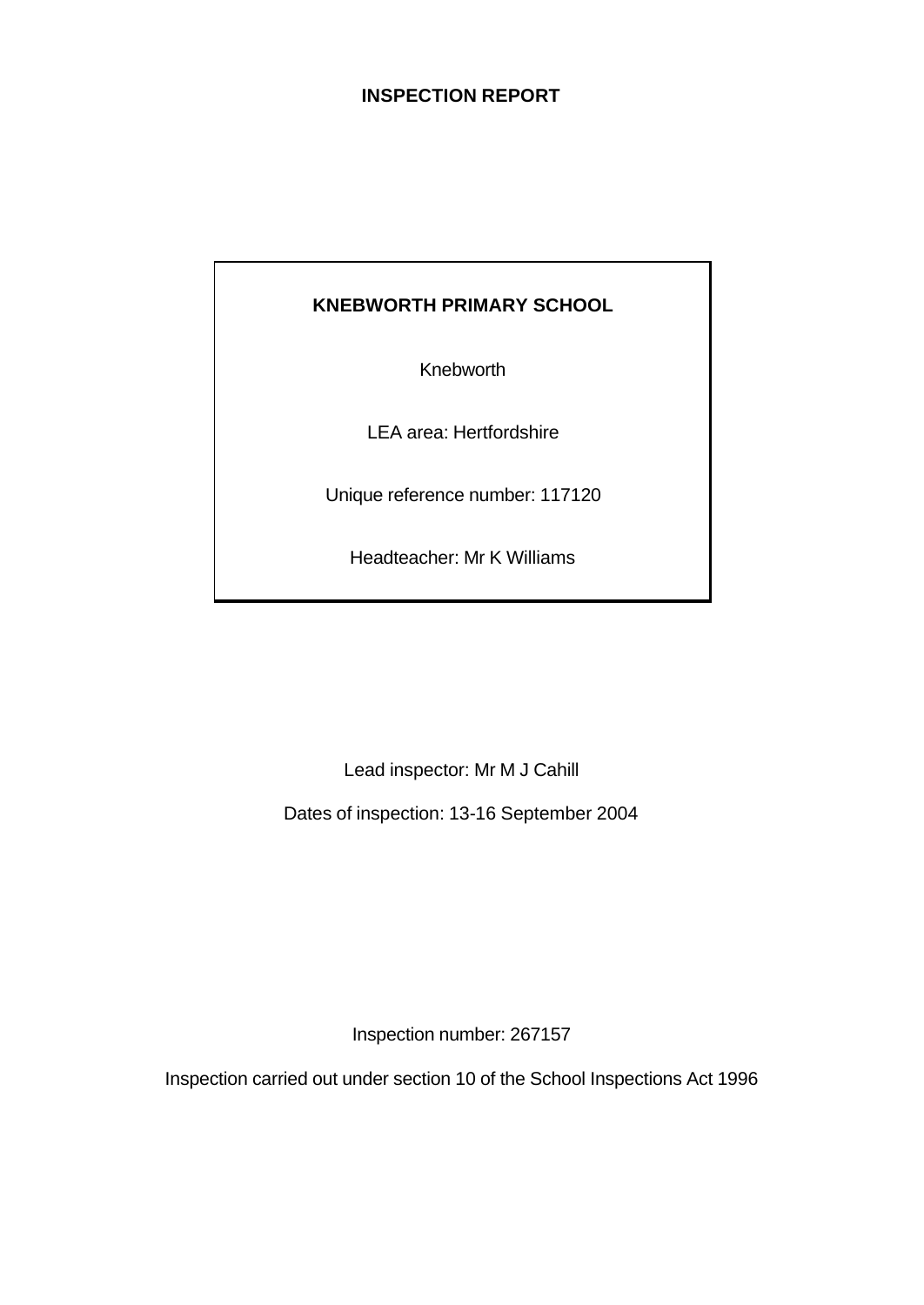# INSPECTION REPORT

**KNEBWORTH PRIMARY SCHOOL**

Knebworth

LEA area: Hertfordshire

Unique reference number: 117120

Headteacher: Mr K Williams

Lead inspector: Mr M J Cahill

Dates of inspection: 13-16 September 2004

Inspection number: 267157

Inspection carried out under section 10 of the School Inspections Act 1996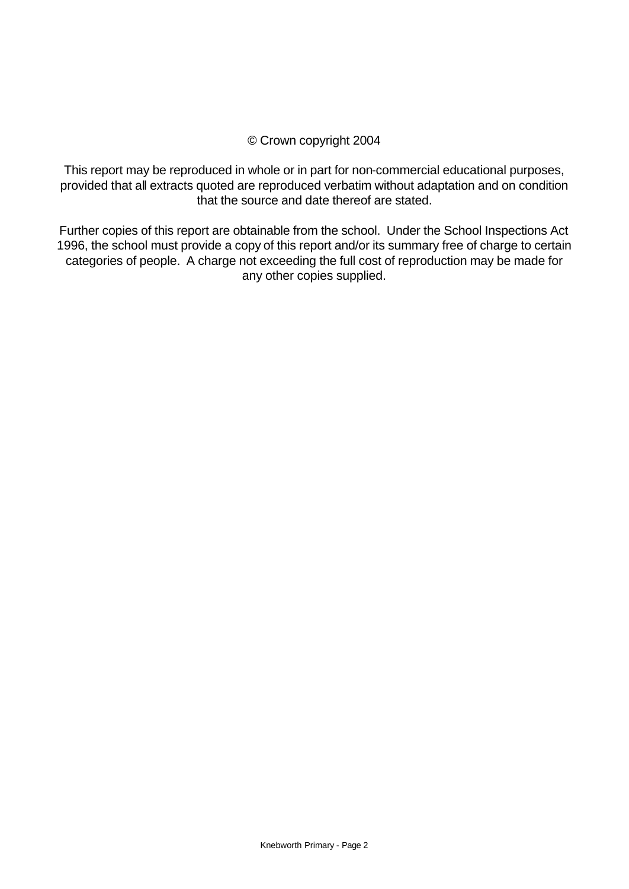© Crown copyright 2004

This report may be reproduced in whole or in part for non-commercial educational purposes, provided that all extracts quoted are reproduced verbatim without adaptation and on condition that the source and date thereof are stated.

Further copies of this report are obtainable from the school. Under the School Inspections Act 1996, the school must provide a copy of this report and/or its summary free of charge to certain categories of people. A charge not exceeding the full cost of reproduction may be made for any other copies supplied.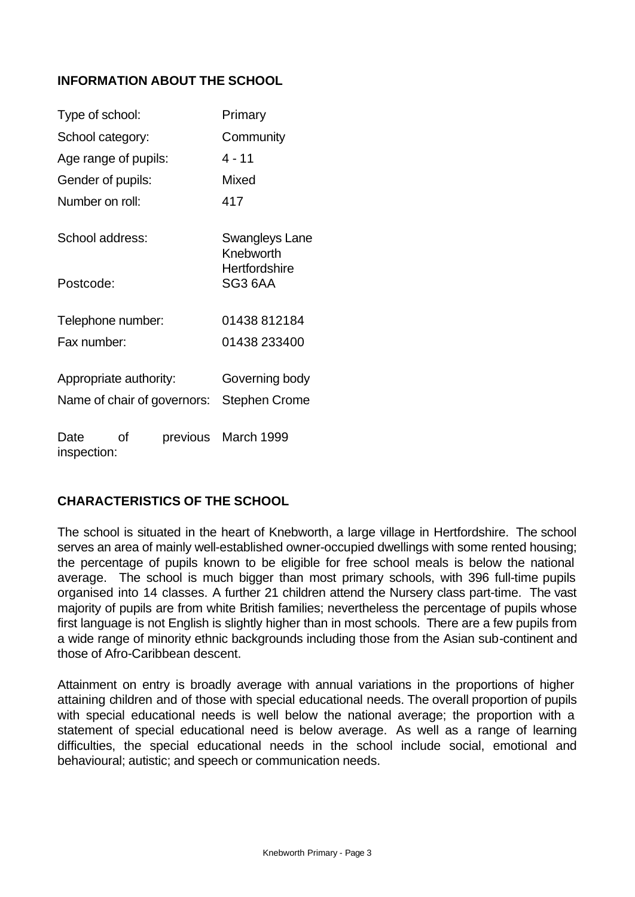## INFORMATION ABOUT THE SCHOOL

| | |
|---|---|
| Type of school: | Primary |
| School category: | Community |
| Age range of pupils: | 4 - 11 |
| Gender of pupils: | Mixed |
| Number on roll: | 417 |
| School address: | Swangleys Lane<br>Knebworth<br>Hertfordshire |
| Postcode: | SG3 6AA |
| Telephone number: | 01438 812184 |
| Fax number: | 01438 233400 |
| Appropriate authority: | Governing body |
| Name of chair of governors: | Stephen Crome |
| Date of previous inspection: | March 1999 |

## CHARACTERISTICS OF THE SCHOOL

The school is situated in the heart of Knebworth, a large village in Hertfordshire. The school serves an area of mainly well-established owner-occupied dwellings with some rented housing; the percentage of pupils known to be eligible for free school meals is below the national average. The school is much bigger than most primary schools, with 396 full-time pupils organised into 14 classes. A further 21 children attend the Nursery class part-time. The vast majority of pupils are from white British families; nevertheless the percentage of pupils whose first language is not English is slightly higher than in most schools. There are a few pupils from a wide range of minority ethnic backgrounds including those from the Asian sub-continent and those of Afro-Caribbean descent.

Attainment on entry is broadly average with annual variations in the proportions of higher attaining children and of those with special educational needs. The overall proportion of pupils with special educational needs is well below the national average; the proportion with a statement of special educational need is below average. As well as a range of learning difficulties, the special educational needs in the school include social, emotional and behavioural; autistic; and speech or communication needs.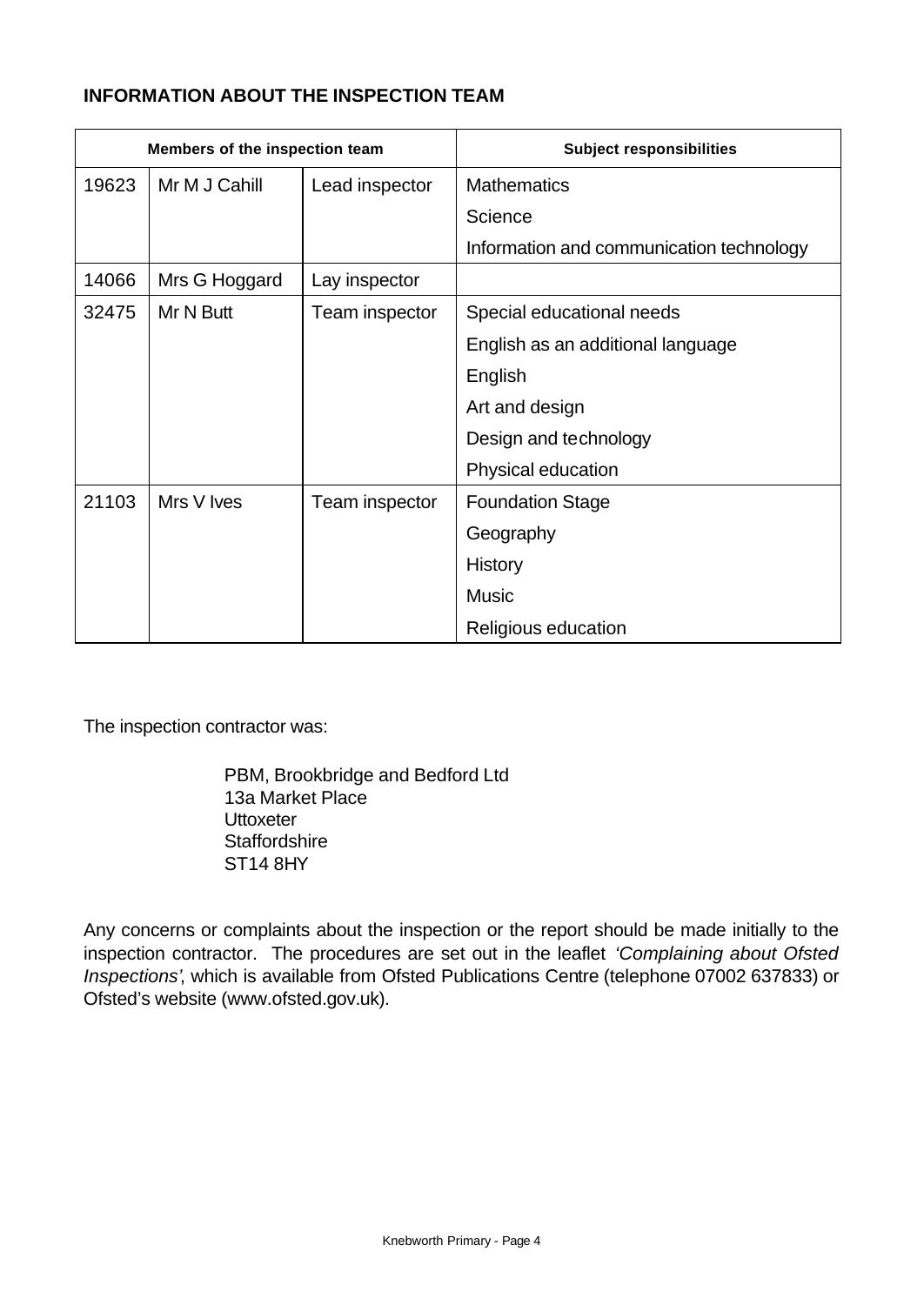**INFORMATION ABOUT THE INSPECTION TEAM**

| Members of the inspection team | | | Subject responsibilities |
|---|---|---|---|
| 19623 | Mr M J Cahill | Lead inspector | Mathematics<br>Science<br>Information and communication technology |
| 14066 | Mrs G Hoggard | Lay inspector | |
| 32475 | Mr N Butt | Team inspector | Special educational needs<br>English as an additional language<br>English<br>Art and design<br>Design and technology<br>Physical education |
| 21103 | Mrs V Ives | Team inspector | Foundation Stage<br>Geography<br>History<br>Music<br>Religious education |

The inspection contractor was:

PBM, Brookbridge and Bedford Ltd
13a Market Place
Uttoxeter
Staffordshire
ST14 8HY

Any concerns or complaints about the inspection or the report should be made initially to the inspection contractor. The procedures are set out in the leaflet *'Complaining about Ofsted Inspections'*, which is available from Ofsted Publications Centre (telephone 07002 637833) or Ofsted's website (www.ofsted.gov.uk).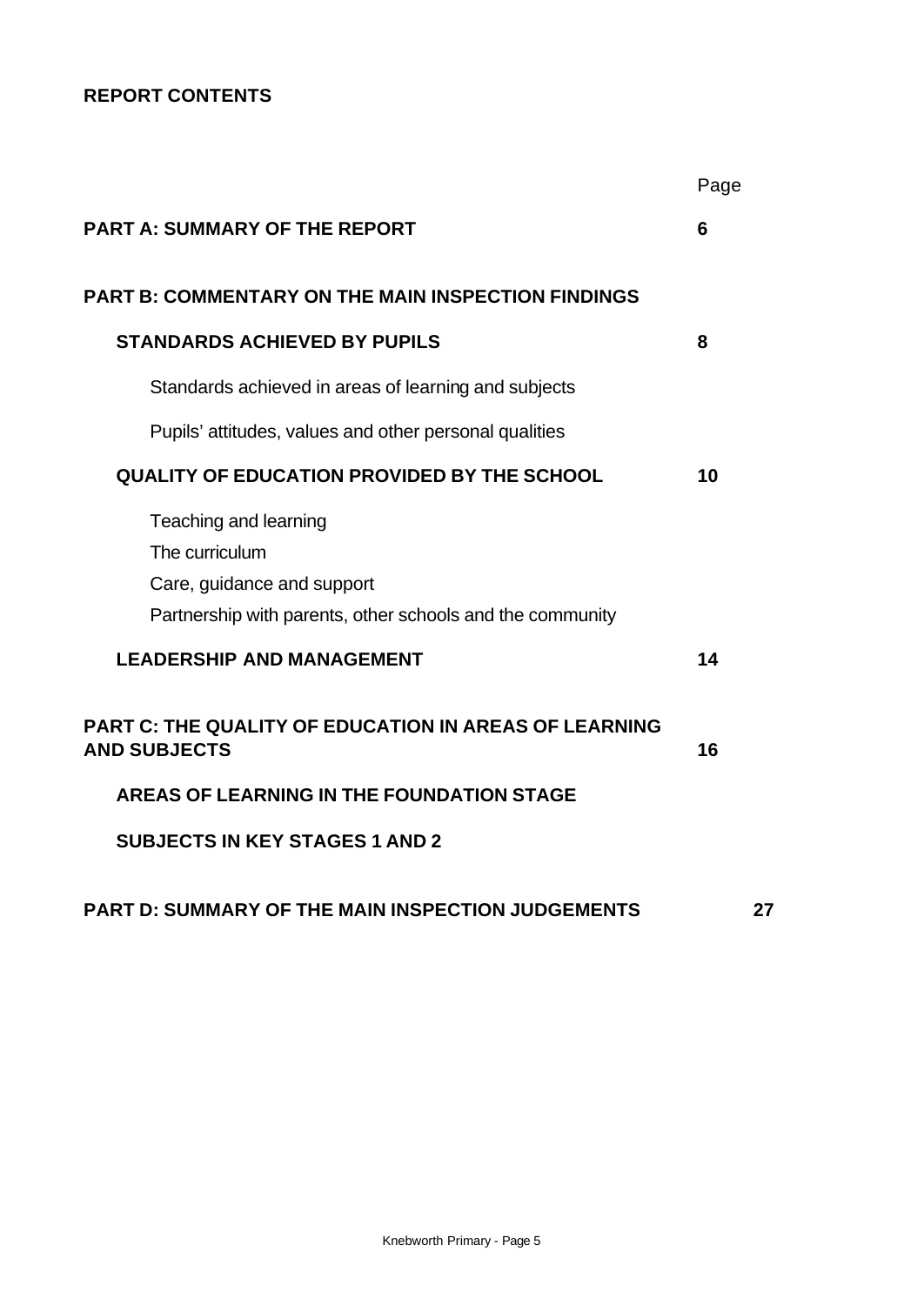## REPORT CONTENTS

| | Page |
|---|---|
| **PART A: SUMMARY OF THE REPORT** | **6** |
| **PART B: COMMENTARY ON THE MAIN INSPECTION FINDINGS** | |
| **STANDARDS ACHIEVED BY PUPILS** | **8** |
| Standards achieved in areas of learning and subjects | |
| Pupils' attitudes, values and other personal qualities | |
| **QUALITY OF EDUCATION PROVIDED BY THE SCHOOL** | **10** |
| Teaching and learning | |
| The curriculum | |
| Care, guidance and support | |
| Partnership with parents, other schools and the community | |
| **LEADERSHIP AND MANAGEMENT** | **14** |
| **PART C: THE QUALITY OF EDUCATION IN AREAS OF LEARNING AND SUBJECTS** | **16** |
| **AREAS OF LEARNING IN THE FOUNDATION STAGE** | |
| **SUBJECTS IN KEY STAGES 1 AND 2** | |
| **PART D: SUMMARY OF THE MAIN INSPECTION JUDGEMENTS** | **27** |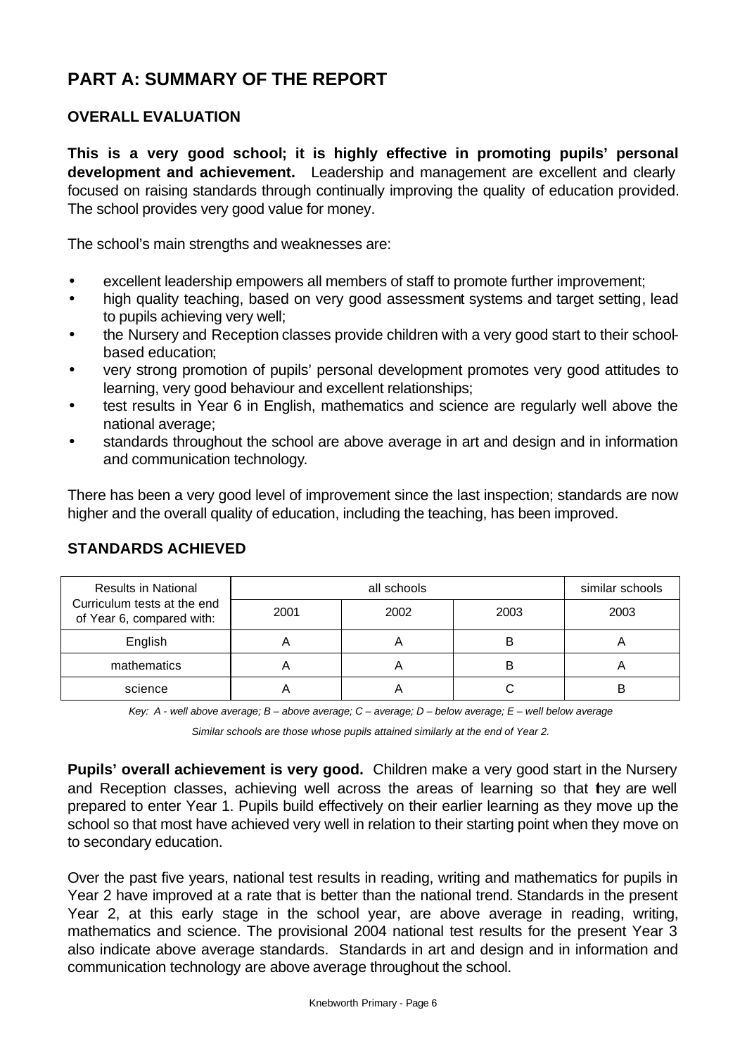# PART A: SUMMARY OF THE REPORT

## OVERALL EVALUATION

**This is a very good school; it is highly effective in promoting pupils' personal development and achievement.** Leadership and management are excellent and clearly focused on raising standards through continually improving the quality of education provided. The school provides very good value for money.

The school's main strengths and weaknesses are:

- excellent leadership empowers all members of staff to promote further improvement;
- high quality teaching, based on very good assessment systems and target setting, lead to pupils achieving very well;
- the Nursery and Reception classes provide children with a very good start to their school-based education;
- very strong promotion of pupils' personal development promotes very good attitudes to learning, very good behaviour and excellent relationships;
- test results in Year 6 in English, mathematics and science are regularly well above the national average;
- standards throughout the school are above average in art and design and in information and communication technology.

There has been a very good level of improvement since the last inspection; standards are now higher and the overall quality of education, including the teaching, has been improved.

## STANDARDS ACHIEVED

| Results in National Curriculum tests at the end of Year 6, compared with: | all schools | | | similar schools |
|---|---|---|---|---|
| | 2001 | 2002 | 2003 | 2003 |
| English | A | A | B | A |
| mathematics | A | A | B | A |
| science | A | A | C | B |

*Key: A - well above average; B – above average; C – average; D – below average; E – well below average*

*Similar schools are those whose pupils attained similarly at the end of Year 2.*

**Pupils' overall achievement is very good.** Children make a very good start in the Nursery and Reception classes, achieving well across the areas of learning so that they are well prepared to enter Year 1. Pupils build effectively on their earlier learning as they move up the school so that most have achieved very well in relation to their starting point when they move on to secondary education.

Over the past five years, national test results in reading, writing and mathematics for pupils in Year 2 have improved at a rate that is better than the national trend. Standards in the present Year 2, at this early stage in the school year, are above average in reading, writing, mathematics and science. The provisional 2004 national test results for the present Year 3 also indicate above average standards. Standards in art and design and in information and communication technology are above average throughout the school.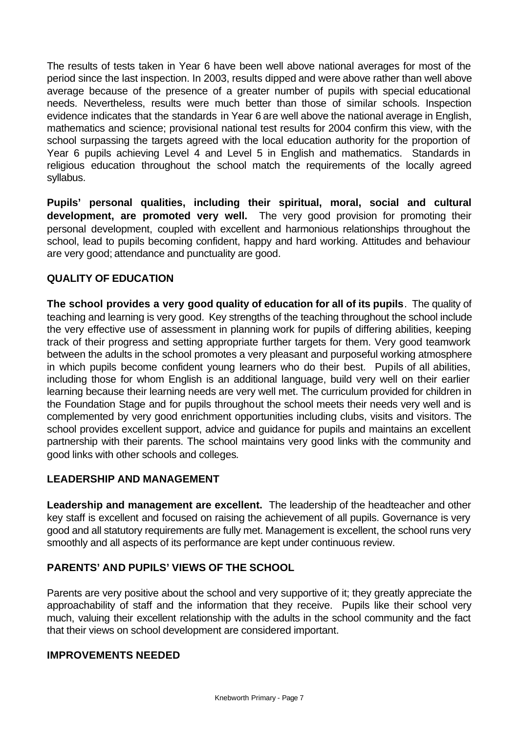The results of tests taken in Year 6 have been well above national averages for most of the period since the last inspection. In 2003, results dipped and were above rather than well above average because of the presence of a greater number of pupils with special educational needs. Nevertheless, results were much better than those of similar schools. Inspection evidence indicates that the standards in Year 6 are well above the national average in English, mathematics and science; provisional national test results for 2004 confirm this view, with the school surpassing the targets agreed with the local education authority for the proportion of Year 6 pupils achieving Level 4 and Level 5 in English and mathematics. Standards in religious education throughout the school match the requirements of the locally agreed syllabus.

**Pupils' personal qualities, including their spiritual, moral, social and cultural development, are promoted very well.** The very good provision for promoting their personal development, coupled with excellent and harmonious relationships throughout the school, lead to pupils becoming confident, happy and hard working. Attitudes and behaviour are very good; attendance and punctuality are good.

## QUALITY OF EDUCATION

**The school provides a very good quality of education for all of its pupils**. The quality of teaching and learning is very good. Key strengths of the teaching throughout the school include the very effective use of assessment in planning work for pupils of differing abilities, keeping track of their progress and setting appropriate further targets for them. Very good teamwork between the adults in the school promotes a very pleasant and purposeful working atmosphere in which pupils become confident young learners who do their best. Pupils of all abilities, including those for whom English is an additional language, build very well on their earlier learning because their learning needs are very well met. The curriculum provided for children in the Foundation Stage and for pupils throughout the school meets their needs very well and is complemented by very good enrichment opportunities including clubs, visits and visitors. The school provides excellent support, advice and guidance for pupils and maintains an excellent partnership with their parents. The school maintains very good links with the community and good links with other schools and colleges.

## LEADERSHIP AND MANAGEMENT

**Leadership and management are excellent.** The leadership of the headteacher and other key staff is excellent and focused on raising the achievement of all pupils. Governance is very good and all statutory requirements are fully met. Management is excellent, the school runs very smoothly and all aspects of its performance are kept under continuous review.

## PARENTS' AND PUPILS' VIEWS OF THE SCHOOL

Parents are very positive about the school and very supportive of it; they greatly appreciate the approachability of staff and the information that they receive. Pupils like their school very much, valuing their excellent relationship with the adults in the school community and the fact that their views on school development are considered important.

## IMPROVEMENTS NEEDED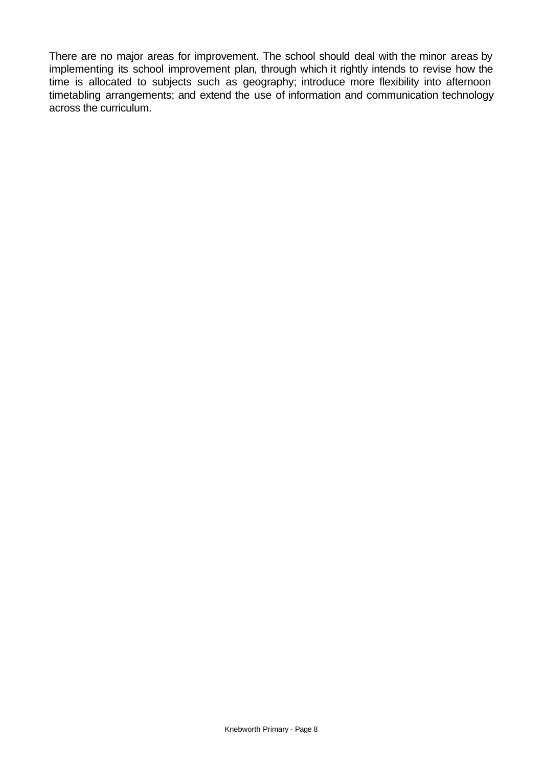There are no major areas for improvement. The school should deal with the minor areas by implementing its school improvement plan, through which it rightly intends to revise how the time is allocated to subjects such as geography; introduce more flexibility into afternoon timetabling arrangements; and extend the use of information and communication technology across the curriculum.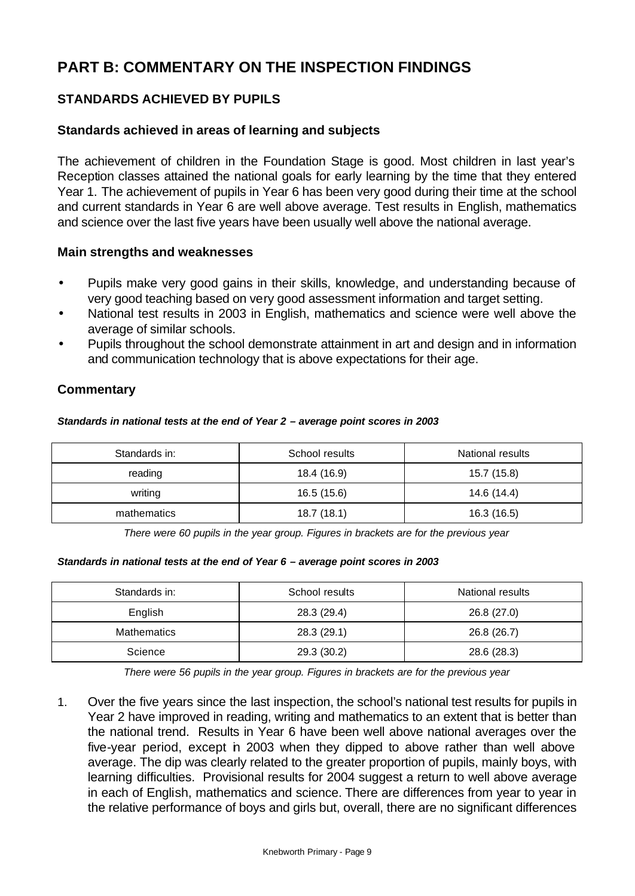# PART B: COMMENTARY ON THE INSPECTION FINDINGS

## STANDARDS ACHIEVED BY PUPILS

### Standards achieved in areas of learning and subjects

The achievement of children in the Foundation Stage is good. Most children in last year's Reception classes attained the national goals for early learning by the time that they entered Year 1. The achievement of pupils in Year 6 has been very good during their time at the school and current standards in Year 6 are well above average. Test results in English, mathematics and science over the last five years have been usually well above the national average.

### Main strengths and weaknesses

- Pupils make very good gains in their skills, knowledge, and understanding because of very good teaching based on very good assessment information and target setting.
- National test results in 2003 in English, mathematics and science were well above the average of similar schools.
- Pupils throughout the school demonstrate attainment in art and design and in information and communication technology that is above expectations for their age.

### Commentary

***Standards in national tests at the end of Year 2 – average point scores in 2003***

| Standards in: | School results | National results |
|---|---|---|
| reading | 18.4 (16.9) | 15.7 (15.8) |
| writing | 16.5 (15.6) | 14.6 (14.4) |
| mathematics | 18.7 (18.1) | 16.3 (16.5) |

*There were 60 pupils in the year group. Figures in brackets are for the previous year*

***Standards in national tests at the end of Year 6 – average point scores in 2003***

| Standards in: | School results | National results |
|---|---|---|
| English | 28.3 (29.4) | 26.8 (27.0) |
| Mathematics | 28.3 (29.1) | 26.8 (26.7) |
| Science | 29.3 (30.2) | 28.6 (28.3) |

*There were 56 pupils in the year group. Figures in brackets are for the previous year*

1. Over the five years since the last inspection, the school's national test results for pupils in Year 2 have improved in reading, writing and mathematics to an extent that is better than the national trend. Results in Year 6 have been well above national averages over the five-year period, except in 2003 when they dipped to above rather than well above average. The dip was clearly related to the greater proportion of pupils, mainly boys, with learning difficulties. Provisional results for 2004 suggest a return to well above average in each of English, mathematics and science. There are differences from year to year in the relative performance of boys and girls but, overall, there are no significant differences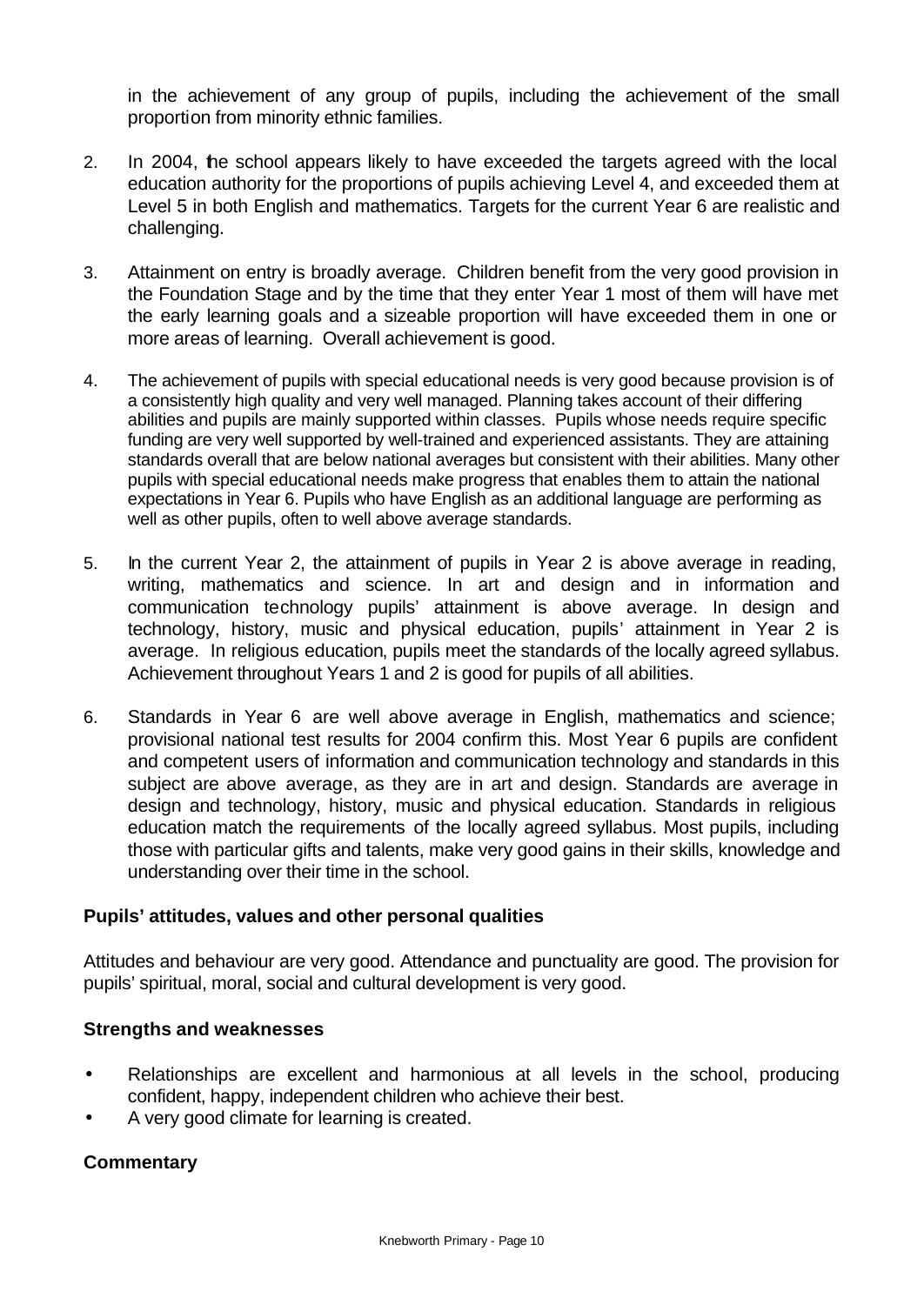in the achievement of any group of pupils, including the achievement of the small proportion from minority ethnic families.

2. In 2004, the school appears likely to have exceeded the targets agreed with the local education authority for the proportions of pupils achieving Level 4, and exceeded them at Level 5 in both English and mathematics. Targets for the current Year 6 are realistic and challenging.

3. Attainment on entry is broadly average. Children benefit from the very good provision in the Foundation Stage and by the time that they enter Year 1 most of them will have met the early learning goals and a sizeable proportion will have exceeded them in one or more areas of learning. Overall achievement is good.

4. The achievement of pupils with special educational needs is very good because provision is of a consistently high quality and very well managed. Planning takes account of their differing abilities and pupils are mainly supported within classes. Pupils whose needs require specific funding are very well supported by well-trained and experienced assistants. They are attaining standards overall that are below national averages but consistent with their abilities. Many other pupils with special educational needs make progress that enables them to attain the national expectations in Year 6. Pupils who have English as an additional language are performing as well as other pupils, often to well above average standards.

5. In the current Year 2, the attainment of pupils in Year 2 is above average in reading, writing, mathematics and science. In art and design and in information and communication technology pupils' attainment is above average. In design and technology, history, music and physical education, pupils' attainment in Year 2 is average. In religious education, pupils meet the standards of the locally agreed syllabus. Achievement throughout Years 1 and 2 is good for pupils of all abilities.

6. Standards in Year 6 are well above average in English, mathematics and science; provisional national test results for 2004 confirm this. Most Year 6 pupils are confident and competent users of information and communication technology and standards in this subject are above average, as they are in art and design. Standards are average in design and technology, history, music and physical education. Standards in religious education match the requirements of the locally agreed syllabus. Most pupils, including those with particular gifts and talents, make very good gains in their skills, knowledge and understanding over their time in the school.

### Pupils' attitudes, values and other personal qualities

Attitudes and behaviour are very good. Attendance and punctuality are good. The provision for pupils' spiritual, moral, social and cultural development is very good.

#### Strengths and weaknesses

- Relationships are excellent and harmonious at all levels in the school, producing confident, happy, independent children who achieve their best.
- A very good climate for learning is created.

#### Commentary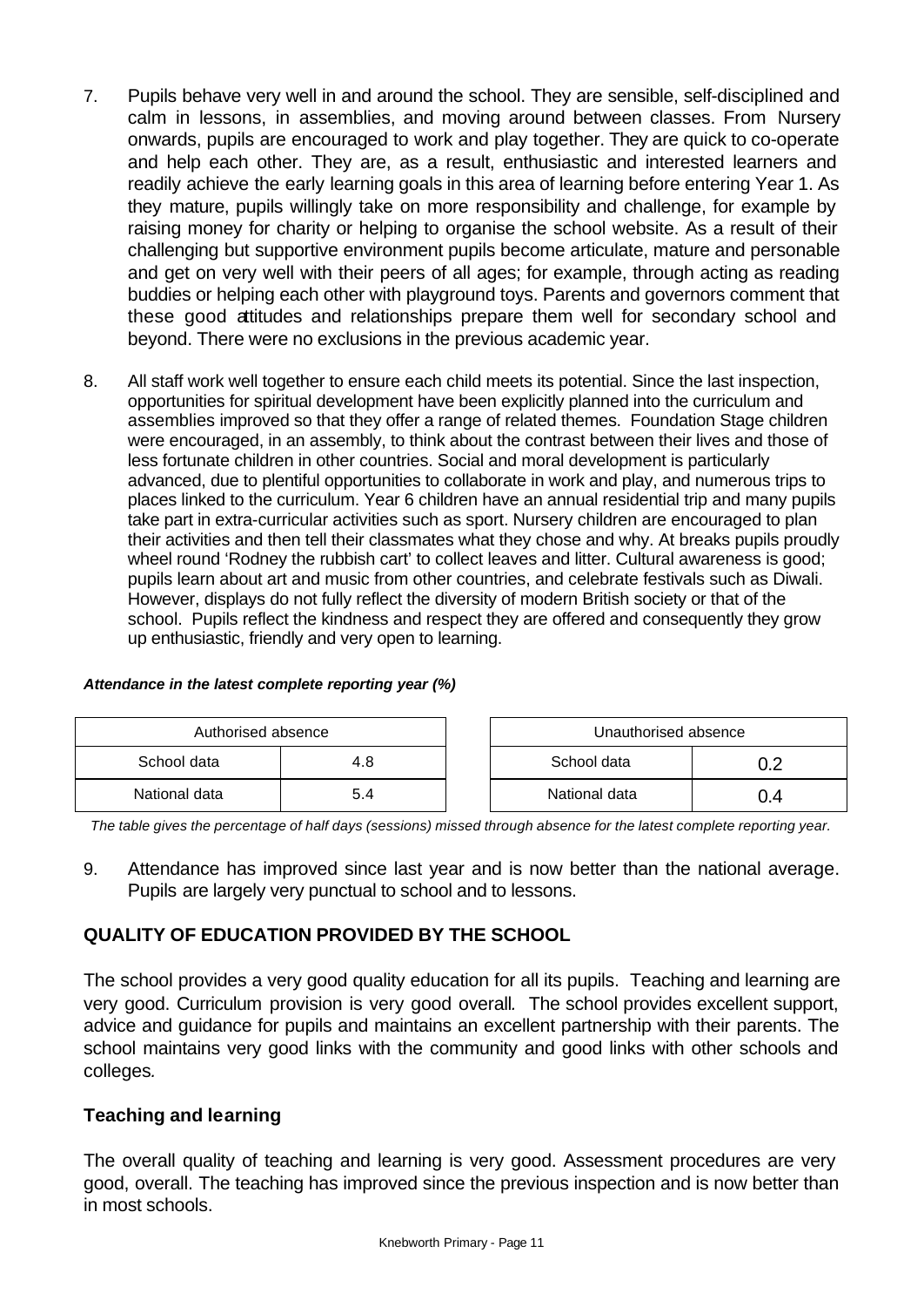7. Pupils behave very well in and around the school. They are sensible, self-disciplined and calm in lessons, in assemblies, and moving around between classes. From Nursery onwards, pupils are encouraged to work and play together. They are quick to co-operate and help each other. They are, as a result, enthusiastic and interested learners and readily achieve the early learning goals in this area of learning before entering Year 1. As they mature, pupils willingly take on more responsibility and challenge, for example by raising money for charity or helping to organise the school website. As a result of their challenging but supportive environment pupils become articulate, mature and personable and get on very well with their peers of all ages; for example, through acting as reading buddies or helping each other with playground toys. Parents and governors comment that these good attitudes and relationships prepare them well for secondary school and beyond. There were no exclusions in the previous academic year.

8. All staff work well together to ensure each child meets its potential. Since the last inspection, opportunities for spiritual development have been explicitly planned into the curriculum and assemblies improved so that they offer a range of related themes. Foundation Stage children were encouraged, in an assembly, to think about the contrast between their lives and those of less fortunate children in other countries. Social and moral development is particularly advanced, due to plentiful opportunities to collaborate in work and play, and numerous trips to places linked to the curriculum. Year 6 children have an annual residential trip and many pupils take part in extra-curricular activities such as sport. Nursery children are encouraged to plan their activities and then tell their classmates what they chose and why. At breaks pupils proudly wheel round 'Rodney the rubbish cart' to collect leaves and litter. Cultural awareness is good; pupils learn about art and music from other countries, and celebrate festivals such as Diwali. However, displays do not fully reflect the diversity of modern British society or that of the school. Pupils reflect the kindness and respect they are offered and consequently they grow up enthusiastic, friendly and very open to learning.

***Attendance in the latest complete reporting year (%)***

| Authorised absence | |
|---|---|
| School data | 4.8 |
| National data | 5.4 |

| Unauthorised absence | |
|---|---|
| School data | 0.2 |
| National data | 0.4 |

*The table gives the percentage of half days (sessions) missed through absence for the latest complete reporting year.*

9. Attendance has improved since last year and is now better than the national average. Pupils are largely very punctual to school and to lessons.

## QUALITY OF EDUCATION PROVIDED BY THE SCHOOL

The school provides a very good quality education for all its pupils. Teaching and learning are very good. Curriculum provision is very good overall. The school provides excellent support, advice and guidance for pupils and maintains an excellent partnership with their parents. The school maintains very good links with the community and good links with other schools and colleges.

### Teaching and learning

The overall quality of teaching and learning is very good. Assessment procedures are very good, overall. The teaching has improved since the previous inspection and is now better than in most schools.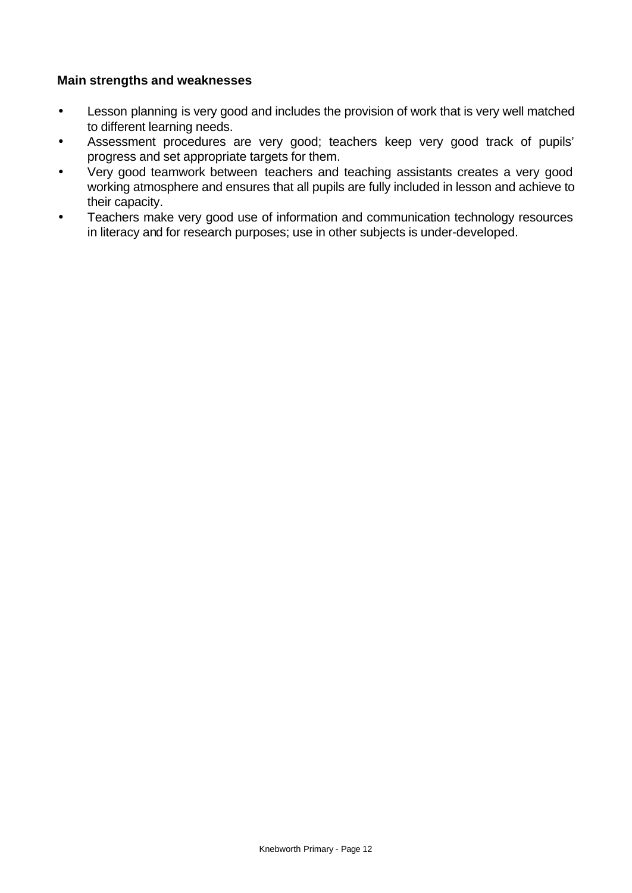**Main strengths and weaknesses**

- Lesson planning is very good and includes the provision of work that is very well matched to different learning needs.
- Assessment procedures are very good; teachers keep very good track of pupils' progress and set appropriate targets for them.
- Very good teamwork between teachers and teaching assistants creates a very good working atmosphere and ensures that all pupils are fully included in lesson and achieve to their capacity.
- Teachers make very good use of information and communication technology resources in literacy and for research purposes; use in other subjects is under-developed.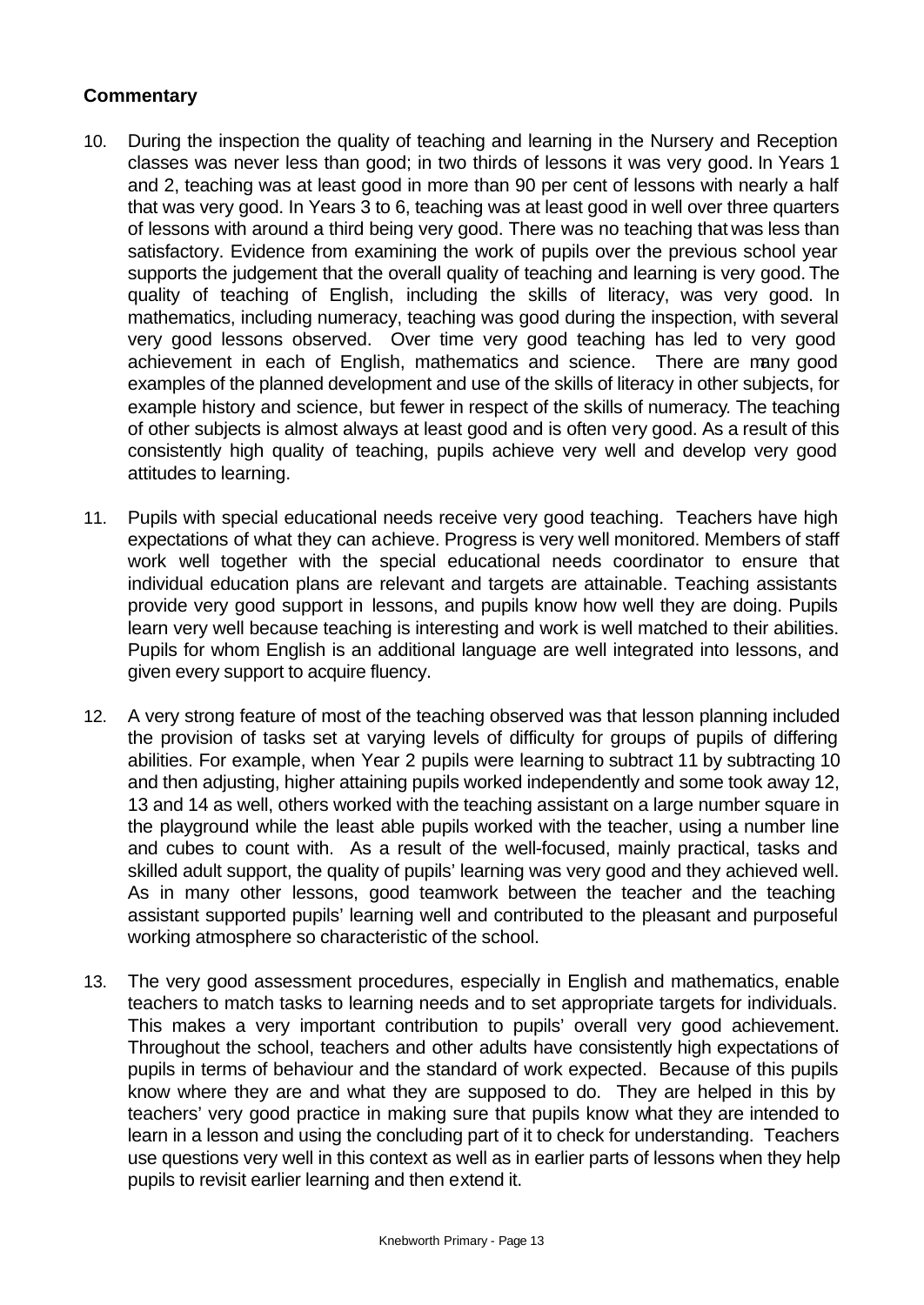**Commentary**

10. During the inspection the quality of teaching and learning in the Nursery and Reception classes was never less than good; in two thirds of lessons it was very good. In Years 1 and 2, teaching was at least good in more than 90 per cent of lessons with nearly a half that was very good. In Years 3 to 6, teaching was at least good in well over three quarters of lessons with around a third being very good. There was no teaching that was less than satisfactory. Evidence from examining the work of pupils over the previous school year supports the judgement that the overall quality of teaching and learning is very good. The quality of teaching of English, including the skills of literacy, was very good. In mathematics, including numeracy, teaching was good during the inspection, with several very good lessons observed. Over time very good teaching has led to very good achievement in each of English, mathematics and science. There are many good examples of the planned development and use of the skills of literacy in other subjects, for example history and science, but fewer in respect of the skills of numeracy. The teaching of other subjects is almost always at least good and is often very good. As a result of this consistently high quality of teaching, pupils achieve very well and develop very good attitudes to learning.

11. Pupils with special educational needs receive very good teaching. Teachers have high expectations of what they can achieve. Progress is very well monitored. Members of staff work well together with the special educational needs coordinator to ensure that individual education plans are relevant and targets are attainable. Teaching assistants provide very good support in lessons, and pupils know how well they are doing. Pupils learn very well because teaching is interesting and work is well matched to their abilities. Pupils for whom English is an additional language are well integrated into lessons, and given every support to acquire fluency.

12. A very strong feature of most of the teaching observed was that lesson planning included the provision of tasks set at varying levels of difficulty for groups of pupils of differing abilities. For example, when Year 2 pupils were learning to subtract 11 by subtracting 10 and then adjusting, higher attaining pupils worked independently and some took away 12, 13 and 14 as well, others worked with the teaching assistant on a large number square in the playground while the least able pupils worked with the teacher, using a number line and cubes to count with. As a result of the well-focused, mainly practical, tasks and skilled adult support, the quality of pupils' learning was very good and they achieved well. As in many other lessons, good teamwork between the teacher and the teaching assistant supported pupils' learning well and contributed to the pleasant and purposeful working atmosphere so characteristic of the school.

13. The very good assessment procedures, especially in English and mathematics, enable teachers to match tasks to learning needs and to set appropriate targets for individuals. This makes a very important contribution to pupils' overall very good achievement. Throughout the school, teachers and other adults have consistently high expectations of pupils in terms of behaviour and the standard of work expected. Because of this pupils know where they are and what they are supposed to do. They are helped in this by teachers' very good practice in making sure that pupils know what they are intended to learn in a lesson and using the concluding part of it to check for understanding. Teachers use questions very well in this context as well as in earlier parts of lessons when they help pupils to revisit earlier learning and then extend it.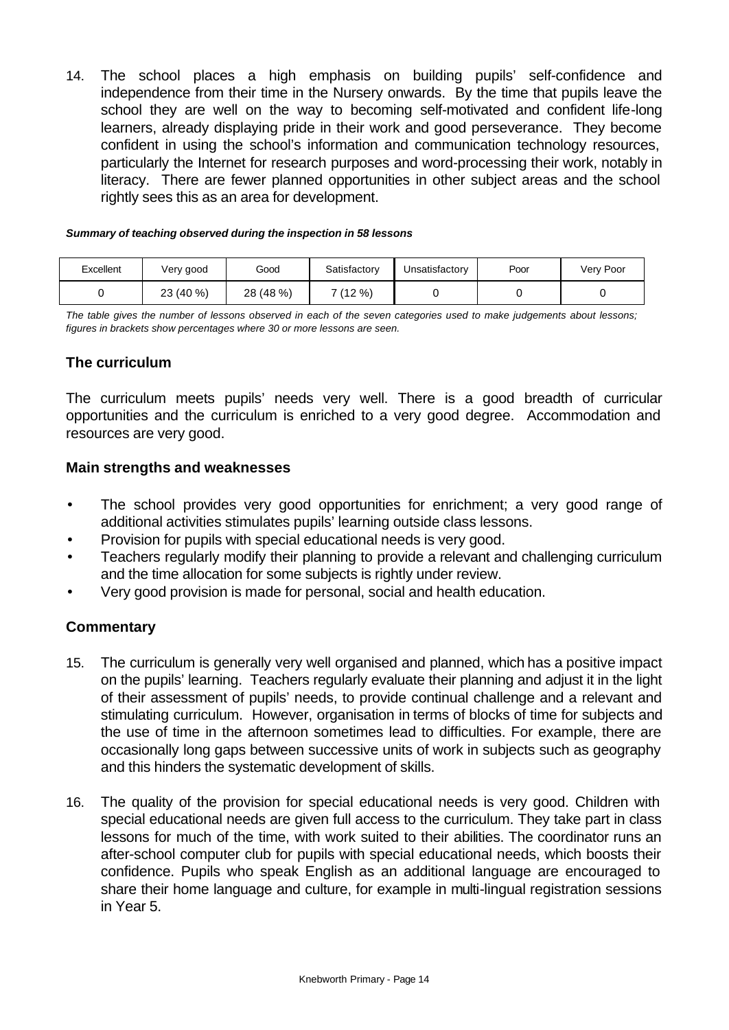14. The school places a high emphasis on building pupils' self-confidence and independence from their time in the Nursery onwards. By the time that pupils leave the school they are well on the way to becoming self-motivated and confident life-long learners, already displaying pride in their work and good perseverance. They become confident in using the school's information and communication technology resources, particularly the Internet for research purposes and word-processing their work, notably in literacy. There are fewer planned opportunities in other subject areas and the school rightly sees this as an area for development.

***Summary of teaching observed during the inspection in 58 lessons***

| Excellent | Very good | Good | Satisfactory | Unsatisfactory | Poor | Very Poor |
|---|---|---|---|---|---|---|
| 0 | 23 (40 %) | 28 (48 %) | 7 (12 %) | 0 | 0 | 0 |

*The table gives the number of lessons observed in each of the seven categories used to make judgements about lessons; figures in brackets show percentages where 30 or more lessons are seen.*

### The curriculum

The curriculum meets pupils' needs very well. There is a good breadth of curricular opportunities and the curriculum is enriched to a very good degree. Accommodation and resources are very good.

### Main strengths and weaknesses

- The school provides very good opportunities for enrichment; a very good range of additional activities stimulates pupils' learning outside class lessons.
- Provision for pupils with special educational needs is very good.
- Teachers regularly modify their planning to provide a relevant and challenging curriculum and the time allocation for some subjects is rightly under review.
- Very good provision is made for personal, social and health education.

### Commentary

15. The curriculum is generally very well organised and planned, which has a positive impact on the pupils' learning. Teachers regularly evaluate their planning and adjust it in the light of their assessment of pupils' needs, to provide continual challenge and a relevant and stimulating curriculum. However, organisation in terms of blocks of time for subjects and the use of time in the afternoon sometimes lead to difficulties. For example, there are occasionally long gaps between successive units of work in subjects such as geography and this hinders the systematic development of skills.

16. The quality of the provision for special educational needs is very good. Children with special educational needs are given full access to the curriculum. They take part in class lessons for much of the time, with work suited to their abilities. The coordinator runs an after-school computer club for pupils with special educational needs, which boosts their confidence. Pupils who speak English as an additional language are encouraged to share their home language and culture, for example in multi-lingual registration sessions in Year 5.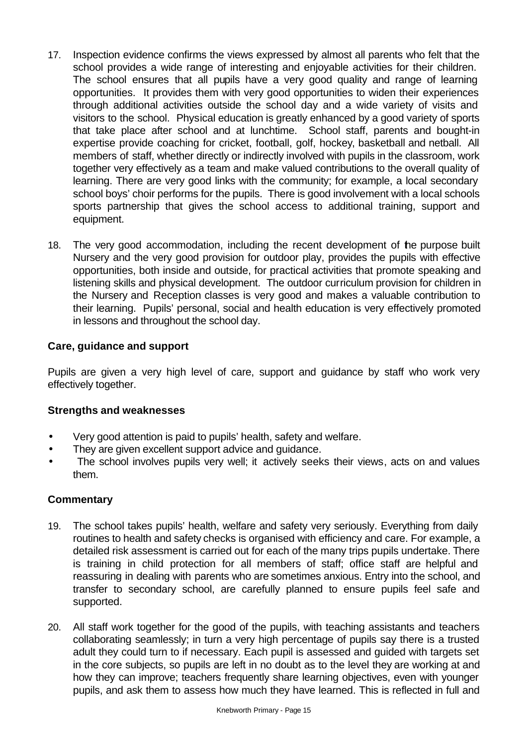17. Inspection evidence confirms the views expressed by almost all parents who felt that the school provides a wide range of interesting and enjoyable activities for their children. The school ensures that all pupils have a very good quality and range of learning opportunities. It provides them with very good opportunities to widen their experiences through additional activities outside the school day and a wide variety of visits and visitors to the school. Physical education is greatly enhanced by a good variety of sports that take place after school and at lunchtime. School staff, parents and bought-in expertise provide coaching for cricket, football, golf, hockey, basketball and netball. All members of staff, whether directly or indirectly involved with pupils in the classroom, work together very effectively as a team and make valued contributions to the overall quality of learning. There are very good links with the community; for example, a local secondary school boys' choir performs for the pupils. There is good involvement with a local schools sports partnership that gives the school access to additional training, support and equipment.

18. The very good accommodation, including the recent development of the purpose built Nursery and the very good provision for outdoor play, provides the pupils with effective opportunities, both inside and outside, for practical activities that promote speaking and listening skills and physical development. The outdoor curriculum provision for children in the Nursery and Reception classes is very good and makes a valuable contribution to their learning. Pupils' personal, social and health education is very effectively promoted in lessons and throughout the school day.

### Care, guidance and support

Pupils are given a very high level of care, support and guidance by staff who work very effectively together.

### Strengths and weaknesses

- Very good attention is paid to pupils' health, safety and welfare.
- They are given excellent support advice and guidance.
- The school involves pupils very well; it actively seeks their views, acts on and values them.

### Commentary

19. The school takes pupils' health, welfare and safety very seriously. Everything from daily routines to health and safety checks is organised with efficiency and care. For example, a detailed risk assessment is carried out for each of the many trips pupils undertake. There is training in child protection for all members of staff; office staff are helpful and reassuring in dealing with parents who are sometimes anxious. Entry into the school, and transfer to secondary school, are carefully planned to ensure pupils feel safe and supported.

20. All staff work together for the good of the pupils, with teaching assistants and teachers collaborating seamlessly; in turn a very high percentage of pupils say there is a trusted adult they could turn to if necessary. Each pupil is assessed and guided with targets set in the core subjects, so pupils are left in no doubt as to the level they are working at and how they can improve; teachers frequently share learning objectives, even with younger pupils, and ask them to assess how much they have learned. This is reflected in full and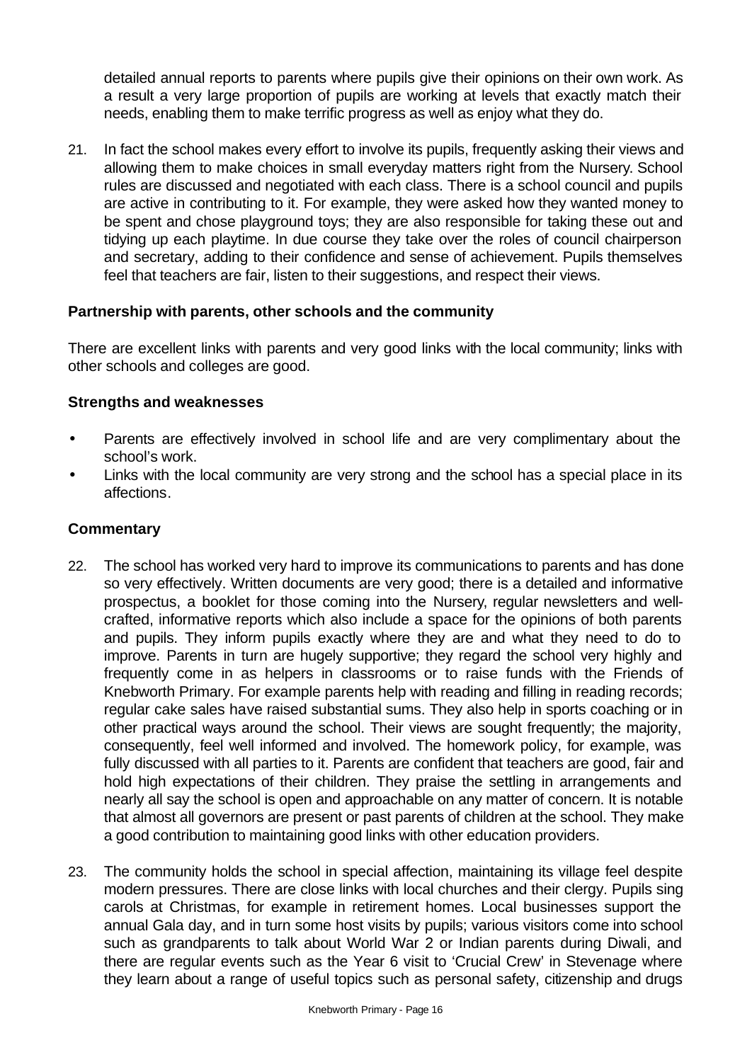detailed annual reports to parents where pupils give their opinions on their own work. As a result a very large proportion of pupils are working at levels that exactly match their needs, enabling them to make terrific progress as well as enjoy what they do.

21. In fact the school makes every effort to involve its pupils, frequently asking their views and allowing them to make choices in small everyday matters right from the Nursery. School rules are discussed and negotiated with each class. There is a school council and pupils are active in contributing to it. For example, they were asked how they wanted money to be spent and chose playground toys; they are also responsible for taking these out and tidying up each playtime. In due course they take over the roles of council chairperson and secretary, adding to their confidence and sense of achievement. Pupils themselves feel that teachers are fair, listen to their suggestions, and respect their views.

### Partnership with parents, other schools and the community

There are excellent links with parents and very good links with the local community; links with other schools and colleges are good.

### Strengths and weaknesses

- Parents are effectively involved in school life and are very complimentary about the school's work.
- Links with the local community are very strong and the school has a special place in its affections.

### Commentary

22. The school has worked very hard to improve its communications to parents and has done so very effectively. Written documents are very good; there is a detailed and informative prospectus, a booklet for those coming into the Nursery, regular newsletters and well-crafted, informative reports which also include a space for the opinions of both parents and pupils. They inform pupils exactly where they are and what they need to do to improve. Parents in turn are hugely supportive; they regard the school very highly and frequently come in as helpers in classrooms or to raise funds with the Friends of Knebworth Primary. For example parents help with reading and filling in reading records; regular cake sales have raised substantial sums. They also help in sports coaching or in other practical ways around the school. Their views are sought frequently; the majority, consequently, feel well informed and involved. The homework policy, for example, was fully discussed with all parties to it. Parents are confident that teachers are good, fair and hold high expectations of their children. They praise the settling in arrangements and nearly all say the school is open and approachable on any matter of concern. It is notable that almost all governors are present or past parents of children at the school. They make a good contribution to maintaining good links with other education providers.

23. The community holds the school in special affection, maintaining its village feel despite modern pressures. There are close links with local churches and their clergy. Pupils sing carols at Christmas, for example in retirement homes. Local businesses support the annual Gala day, and in turn some host visits by pupils; various visitors come into school such as grandparents to talk about World War 2 or Indian parents during Diwali, and there are regular events such as the Year 6 visit to 'Crucial Crew' in Stevenage where they learn about a range of useful topics such as personal safety, citizenship and drugs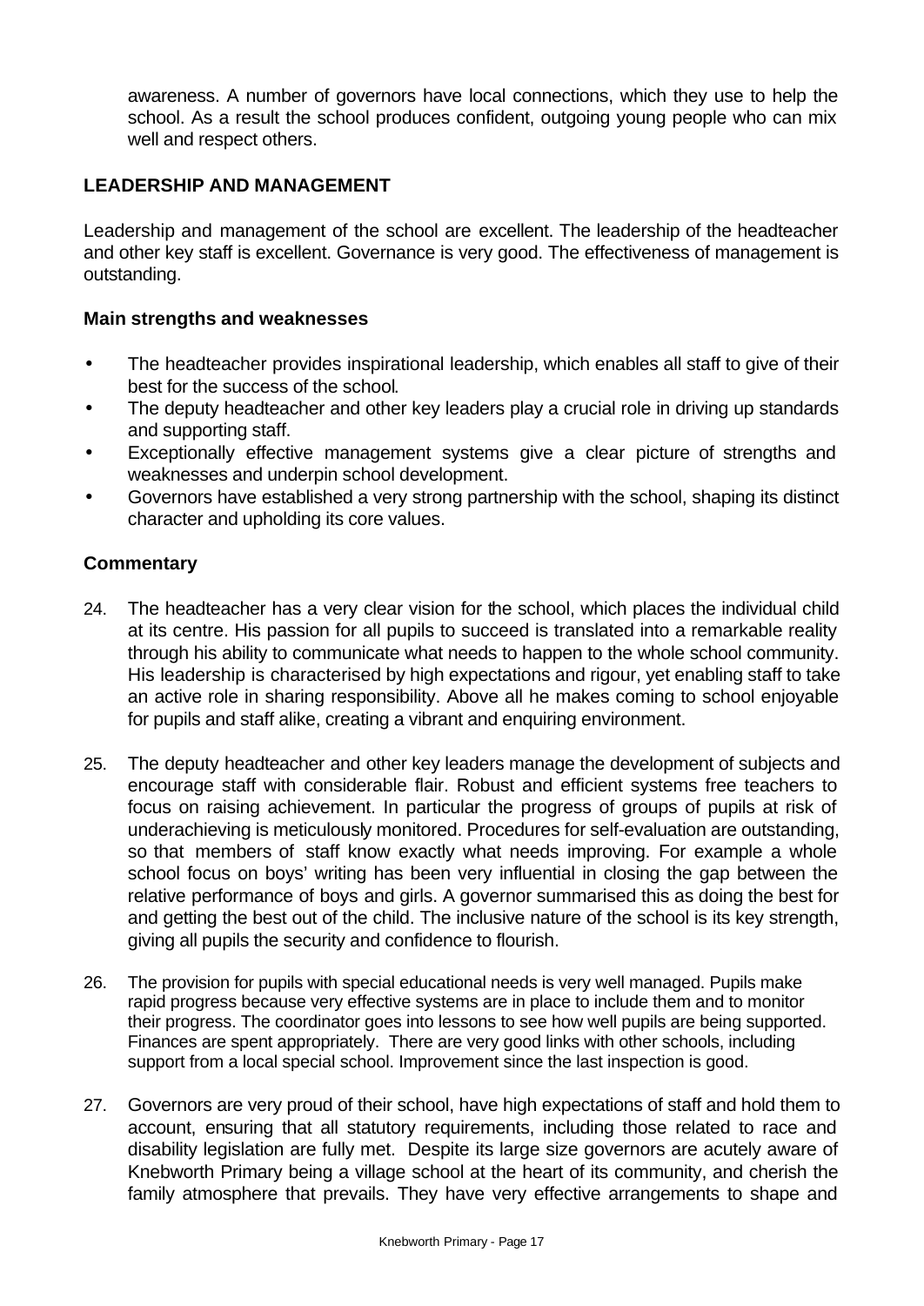awareness. A number of governors have local connections, which they use to help the school. As a result the school produces confident, outgoing young people who can mix well and respect others.

## LEADERSHIP AND MANAGEMENT

Leadership and management of the school are excellent. The leadership of the headteacher and other key staff is excellent. Governance is very good. The effectiveness of management is outstanding.

### Main strengths and weaknesses

- The headteacher provides inspirational leadership, which enables all staff to give of their best for the success of the school.
- The deputy headteacher and other key leaders play a crucial role in driving up standards and supporting staff.
- Exceptionally effective management systems give a clear picture of strengths and weaknesses and underpin school development.
- Governors have established a very strong partnership with the school, shaping its distinct character and upholding its core values.

### Commentary

24. The headteacher has a very clear vision for the school, which places the individual child at its centre. His passion for all pupils to succeed is translated into a remarkable reality through his ability to communicate what needs to happen to the whole school community. His leadership is characterised by high expectations and rigour, yet enabling staff to take an active role in sharing responsibility. Above all he makes coming to school enjoyable for pupils and staff alike, creating a vibrant and enquiring environment.

25. The deputy headteacher and other key leaders manage the development of subjects and encourage staff with considerable flair. Robust and efficient systems free teachers to focus on raising achievement. In particular the progress of groups of pupils at risk of underachieving is meticulously monitored. Procedures for self-evaluation are outstanding, so that members of staff know exactly what needs improving. For example a whole school focus on boys' writing has been very influential in closing the gap between the relative performance of boys and girls. A governor summarised this as doing the best for and getting the best out of the child. The inclusive nature of the school is its key strength, giving all pupils the security and confidence to flourish.

26. The provision for pupils with special educational needs is very well managed. Pupils make rapid progress because very effective systems are in place to include them and to monitor their progress. The coordinator goes into lessons to see how well pupils are being supported. Finances are spent appropriately. There are very good links with other schools, including support from a local special school. Improvement since the last inspection is good.

27. Governors are very proud of their school, have high expectations of staff and hold them to account, ensuring that all statutory requirements, including those related to race and disability legislation are fully met. Despite its large size governors are acutely aware of Knebworth Primary being a village school at the heart of its community, and cherish the family atmosphere that prevails. They have very effective arrangements to shape and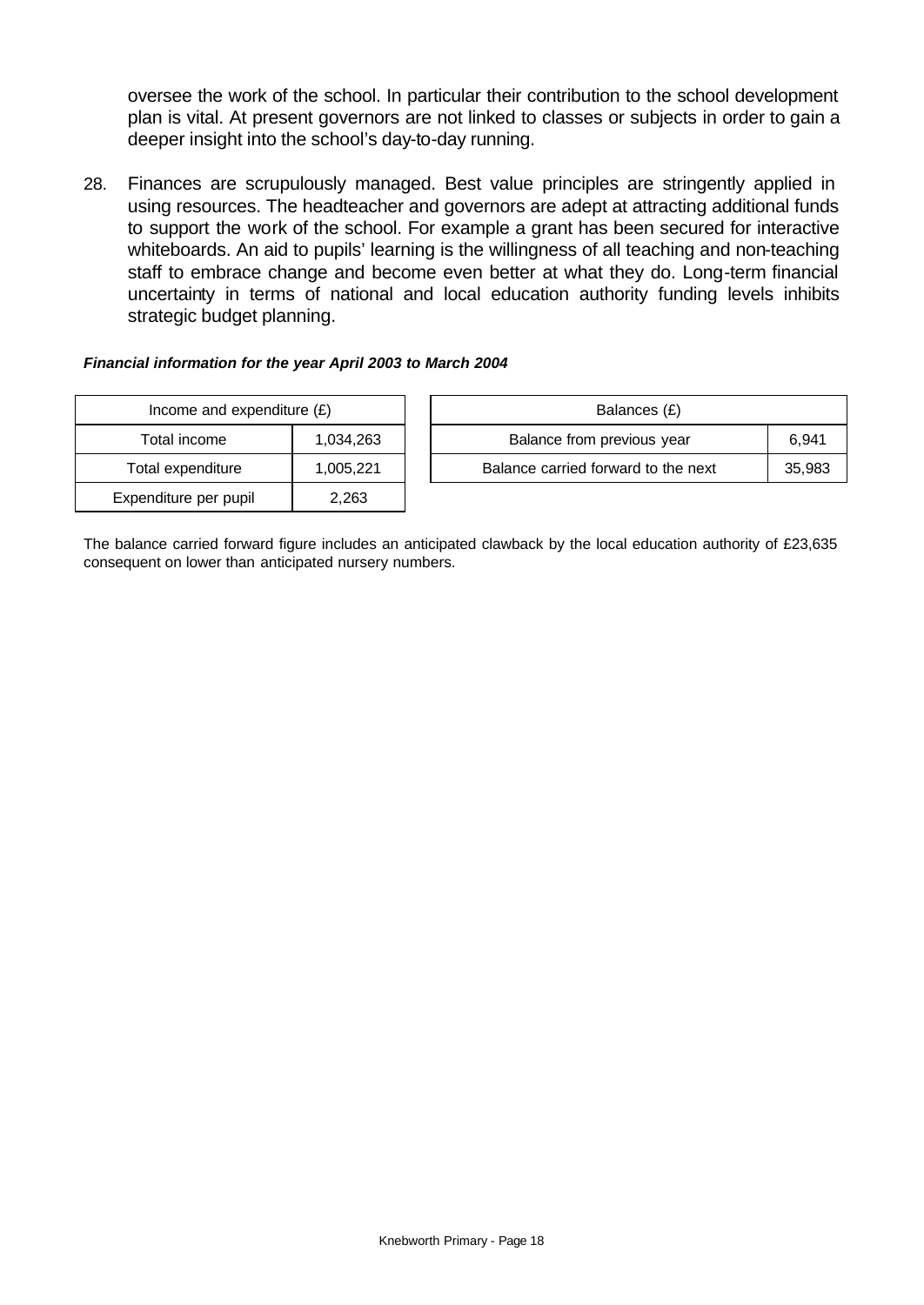oversee the work of the school. In particular their contribution to the school development plan is vital. At present governors are not linked to classes or subjects in order to gain a deeper insight into the school's day-to-day running.

28. Finances are scrupulously managed. Best value principles are stringently applied in using resources. The headteacher and governors are adept at attracting additional funds to support the work of the school. For example a grant has been secured for interactive whiteboards. An aid to pupils' learning is the willingness of all teaching and non-teaching staff to embrace change and become even better at what they do. Long-term financial uncertainty in terms of national and local education authority funding levels inhibits strategic budget planning.

***Financial information for the year April 2003 to March 2004***

| Income and expenditure (£) | |
|---|---|
| Total income | 1,034,263 |
| Total expenditure | 1,005,221 |
| Expenditure per pupil | 2,263 |

| Balances (£) | |
|---|---|
| Balance from previous year | 6,941 |
| Balance carried forward to the next | 35,983 |

The balance carried forward figure includes an anticipated clawback by the local education authority of £23,635 consequent on lower than anticipated nursery numbers.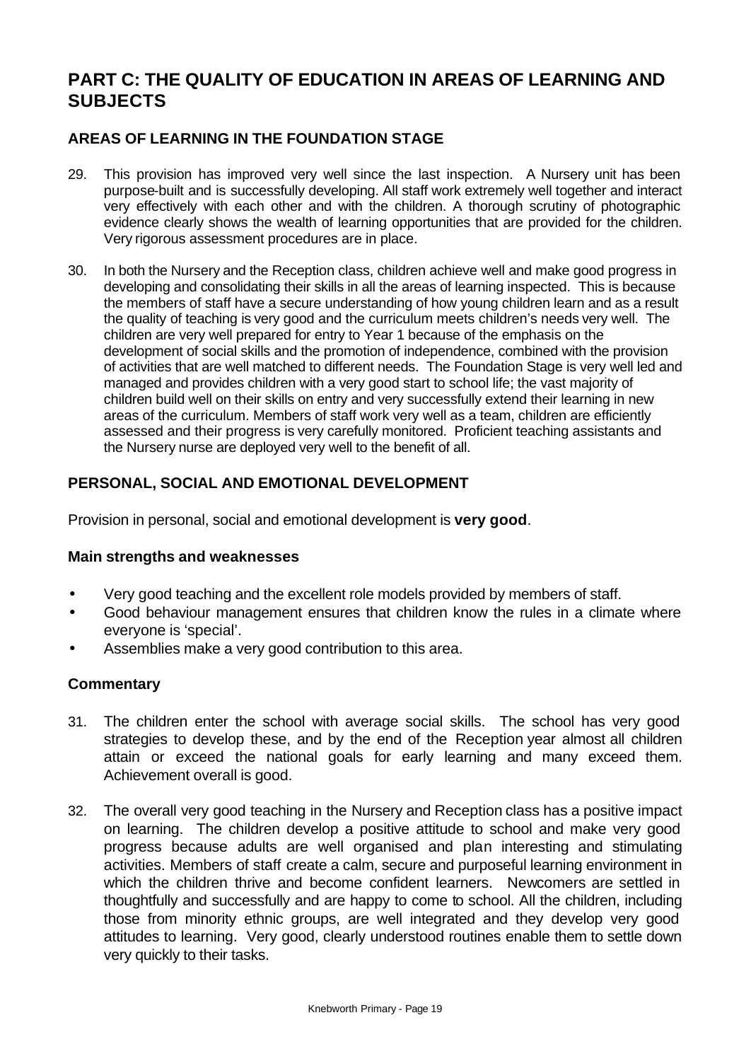# PART C: THE QUALITY OF EDUCATION IN AREAS OF LEARNING AND SUBJECTS

## AREAS OF LEARNING IN THE FOUNDATION STAGE

29. This provision has improved very well since the last inspection. A Nursery unit has been purpose-built and is successfully developing. All staff work extremely well together and interact very effectively with each other and with the children. A thorough scrutiny of photographic evidence clearly shows the wealth of learning opportunities that are provided for the children. Very rigorous assessment procedures are in place.

30. In both the Nursery and the Reception class, children achieve well and make good progress in developing and consolidating their skills in all the areas of learning inspected. This is because the members of staff have a secure understanding of how young children learn and as a result the quality of teaching is very good and the curriculum meets children's needs very well. The children are very well prepared for entry to Year 1 because of the emphasis on the development of social skills and the promotion of independence, combined with the provision of activities that are well matched to different needs. The Foundation Stage is very well led and managed and provides children with a very good start to school life; the vast majority of children build well on their skills on entry and very successfully extend their learning in new areas of the curriculum. Members of staff work very well as a team, children are efficiently assessed and their progress is very carefully monitored. Proficient teaching assistants and the Nursery nurse are deployed very well to the benefit of all.

## PERSONAL, SOCIAL AND EMOTIONAL DEVELOPMENT

Provision in personal, social and emotional development is **very good**.

### Main strengths and weaknesses

- Very good teaching and the excellent role models provided by members of staff.
- Good behaviour management ensures that children know the rules in a climate where everyone is 'special'.
- Assemblies make a very good contribution to this area.

### Commentary

31. The children enter the school with average social skills. The school has very good strategies to develop these, and by the end of the Reception year almost all children attain or exceed the national goals for early learning and many exceed them. Achievement overall is good.

32. The overall very good teaching in the Nursery and Reception class has a positive impact on learning. The children develop a positive attitude to school and make very good progress because adults are well organised and plan interesting and stimulating activities. Members of staff create a calm, secure and purposeful learning environment in which the children thrive and become confident learners. Newcomers are settled in thoughtfully and successfully and are happy to come to school. All the children, including those from minority ethnic groups, are well integrated and they develop very good attitudes to learning. Very good, clearly understood routines enable them to settle down very quickly to their tasks.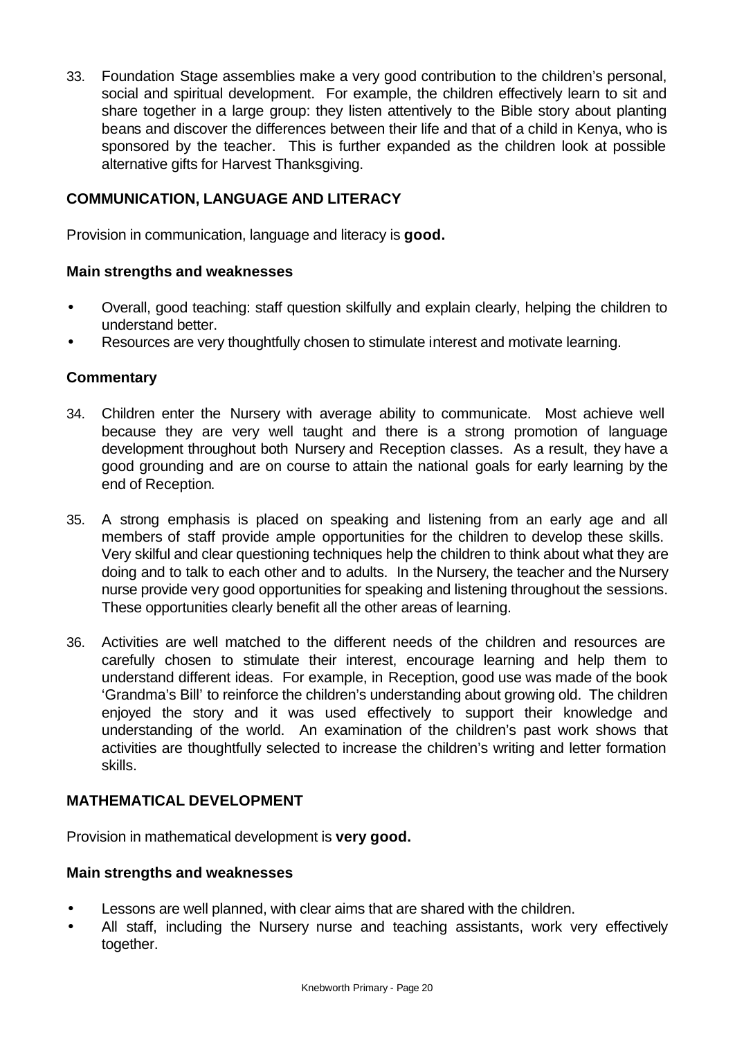33. Foundation Stage assemblies make a very good contribution to the children's personal, social and spiritual development. For example, the children effectively learn to sit and share together in a large group: they listen attentively to the Bible story about planting beans and discover the differences between their life and that of a child in Kenya, who is sponsored by the teacher. This is further expanded as the children look at possible alternative gifts for Harvest Thanksgiving.

## COMMUNICATION, LANGUAGE AND LITERACY

Provision in communication, language and literacy is **good.**

### Main strengths and weaknesses

- Overall, good teaching: staff question skilfully and explain clearly, helping the children to understand better.
- Resources are very thoughtfully chosen to stimulate interest and motivate learning.

### Commentary

34. Children enter the Nursery with average ability to communicate. Most achieve well because they are very well taught and there is a strong promotion of language development throughout both Nursery and Reception classes. As a result, they have a good grounding and are on course to attain the national goals for early learning by the end of Reception.

35. A strong emphasis is placed on speaking and listening from an early age and all members of staff provide ample opportunities for the children to develop these skills. Very skilful and clear questioning techniques help the children to think about what they are doing and to talk to each other and to adults. In the Nursery, the teacher and the Nursery nurse provide very good opportunities for speaking and listening throughout the sessions. These opportunities clearly benefit all the other areas of learning.

36. Activities are well matched to the different needs of the children and resources are carefully chosen to stimulate their interest, encourage learning and help them to understand different ideas. For example, in Reception, good use was made of the book 'Grandma's Bill' to reinforce the children's understanding about growing old. The children enjoyed the story and it was used effectively to support their knowledge and understanding of the world. An examination of the children's past work shows that activities are thoughtfully selected to increase the children's writing and letter formation skills.

## MATHEMATICAL DEVELOPMENT

Provision in mathematical development is **very good.**

### Main strengths and weaknesses

- Lessons are well planned, with clear aims that are shared with the children.
- All staff, including the Nursery nurse and teaching assistants, work very effectively together.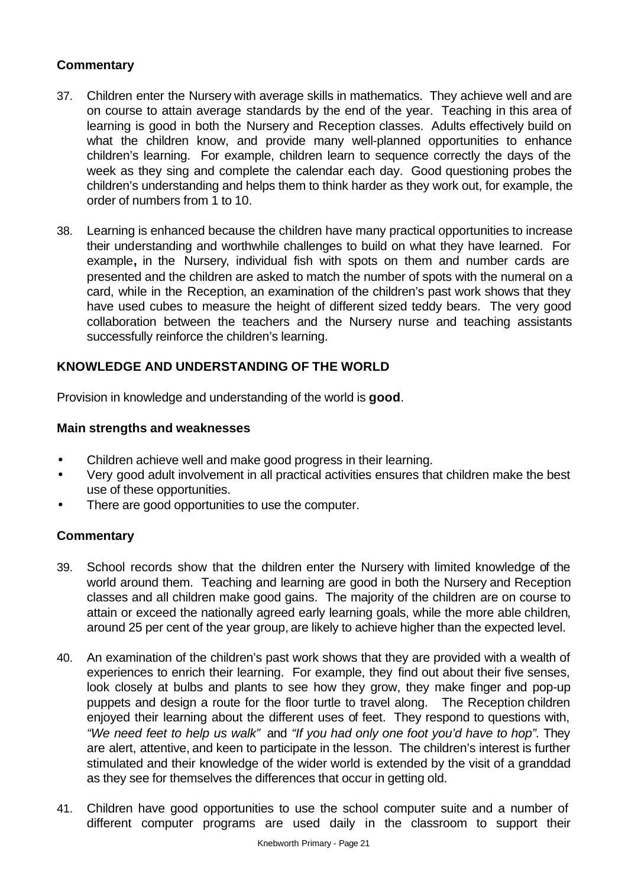## Commentary

37. Children enter the Nursery with average skills in mathematics. They achieve well and are on course to attain average standards by the end of the year. Teaching in this area of learning is good in both the Nursery and Reception classes. Adults effectively build on what the children know, and provide many well-planned opportunities to enhance children's learning. For example, children learn to sequence correctly the days of the week as they sing and complete the calendar each day. Good questioning probes the children's understanding and helps them to think harder as they work out, for example, the order of numbers from 1 to 10.

38. Learning is enhanced because the children have many practical opportunities to increase their understanding and worthwhile challenges to build on what they have learned. For example**,** in the Nursery, individual fish with spots on them and number cards are presented and the children are asked to match the number of spots with the numeral on a card, while in the Reception, an examination of the children's past work shows that they have used cubes to measure the height of different sized teddy bears. The very good collaboration between the teachers and the Nursery nurse and teaching assistants successfully reinforce the children's learning.

## KNOWLEDGE AND UNDERSTANDING OF THE WORLD

Provision in knowledge and understanding of the world is **good**.

### Main strengths and weaknesses

- Children achieve well and make good progress in their learning.
- Very good adult involvement in all practical activities ensures that children make the best use of these opportunities.
- There are good opportunities to use the computer.

## Commentary

39. School records show that the children enter the Nursery with limited knowledge of the world around them. Teaching and learning are good in both the Nursery and Reception classes and all children make good gains. The majority of the children are on course to attain or exceed the nationally agreed early learning goals, while the more able children, around 25 per cent of the year group, are likely to achieve higher than the expected level.

40. An examination of the children's past work shows that they are provided with a wealth of experiences to enrich their learning. For example, they find out about their five senses, look closely at bulbs and plants to see how they grow, they make finger and pop-up puppets and design a route for the floor turtle to travel along. The Reception children enjoyed their learning about the different uses of feet. They respond to questions with, *"We need feet to help us walk"* and *"If you had only one foot you'd have to hop".* They are alert, attentive, and keen to participate in the lesson. The children's interest is further stimulated and their knowledge of the wider world is extended by the visit of a granddad as they see for themselves the differences that occur in getting old.

41. Children have good opportunities to use the school computer suite and a number of different computer programs are used daily in the classroom to support their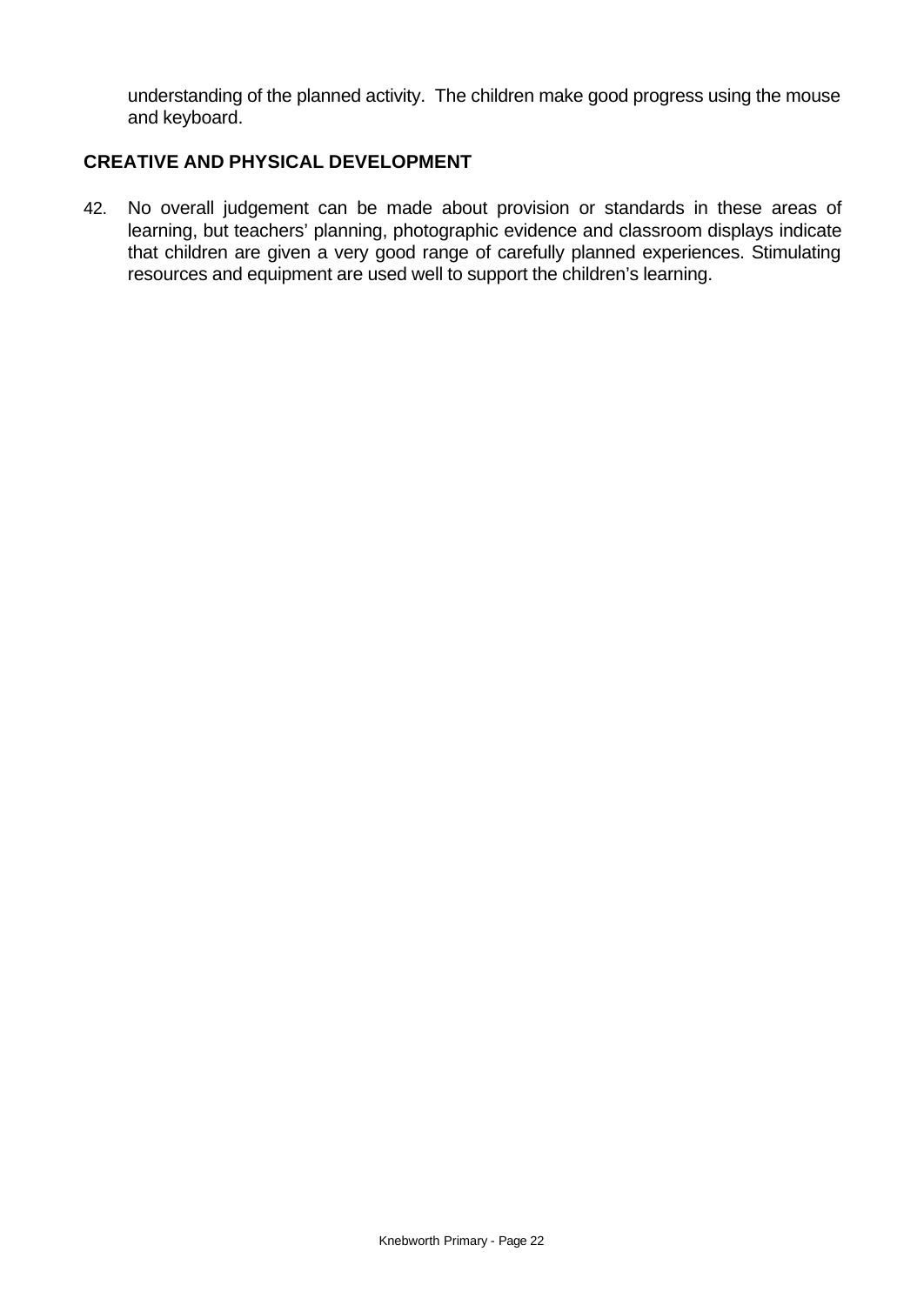understanding of the planned activity. The children make good progress using the mouse and keyboard.

## CREATIVE AND PHYSICAL DEVELOPMENT

42. No overall judgement can be made about provision or standards in these areas of learning, but teachers' planning, photographic evidence and classroom displays indicate that children are given a very good range of carefully planned experiences. Stimulating resources and equipment are used well to support the children's learning.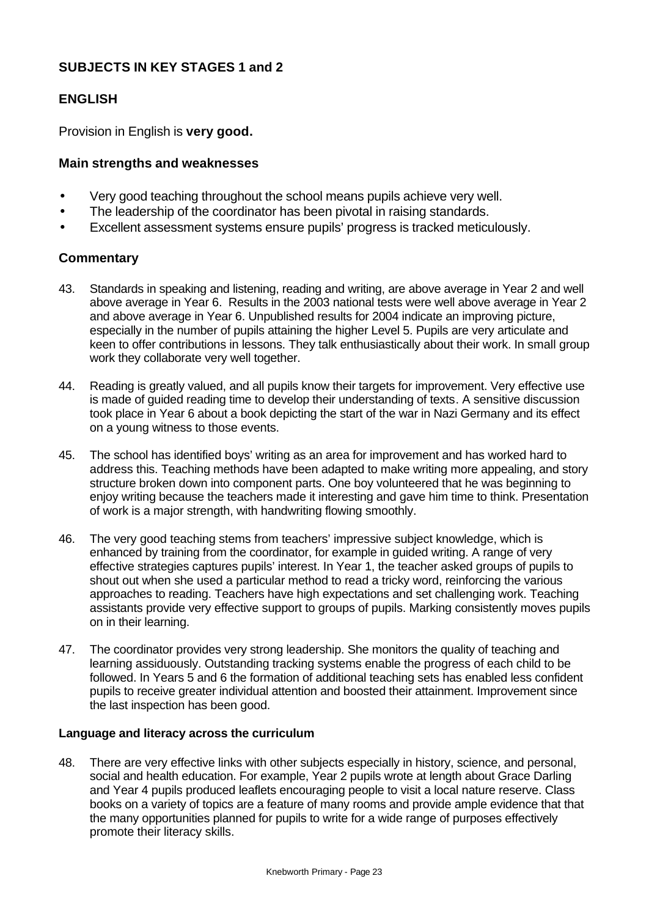## SUBJECTS IN KEY STAGES 1 and 2

### ENGLISH

Provision in English is **very good.**

### Main strengths and weaknesses

- Very good teaching throughout the school means pupils achieve very well.
- The leadership of the coordinator has been pivotal in raising standards.
- Excellent assessment systems ensure pupils' progress is tracked meticulously.

### Commentary

43. Standards in speaking and listening, reading and writing, are above average in Year 2 and well above average in Year 6. Results in the 2003 national tests were well above average in Year 2 and above average in Year 6. Unpublished results for 2004 indicate an improving picture, especially in the number of pupils attaining the higher Level 5. Pupils are very articulate and keen to offer contributions in lessons. They talk enthusiastically about their work. In small group work they collaborate very well together.

44. Reading is greatly valued, and all pupils know their targets for improvement. Very effective use is made of guided reading time to develop their understanding of texts. A sensitive discussion took place in Year 6 about a book depicting the start of the war in Nazi Germany and its effect on a young witness to those events.

45. The school has identified boys' writing as an area for improvement and has worked hard to address this. Teaching methods have been adapted to make writing more appealing, and story structure broken down into component parts. One boy volunteered that he was beginning to enjoy writing because the teachers made it interesting and gave him time to think. Presentation of work is a major strength, with handwriting flowing smoothly.

46. The very good teaching stems from teachers' impressive subject knowledge, which is enhanced by training from the coordinator, for example in guided writing. A range of very effective strategies captures pupils' interest. In Year 1, the teacher asked groups of pupils to shout out when she used a particular method to read a tricky word, reinforcing the various approaches to reading. Teachers have high expectations and set challenging work. Teaching assistants provide very effective support to groups of pupils. Marking consistently moves pupils on in their learning.

47. The coordinator provides very strong leadership. She monitors the quality of teaching and learning assiduously. Outstanding tracking systems enable the progress of each child to be followed. In Years 5 and 6 the formation of additional teaching sets has enabled less confident pupils to receive greater individual attention and boosted their attainment. Improvement since the last inspection has been good.

#### Language and literacy across the curriculum

48. There are very effective links with other subjects especially in history, science, and personal, social and health education. For example, Year 2 pupils wrote at length about Grace Darling and Year 4 pupils produced leaflets encouraging people to visit a local nature reserve. Class books on a variety of topics are a feature of many rooms and provide ample evidence that that the many opportunities planned for pupils to write for a wide range of purposes effectively promote their literacy skills.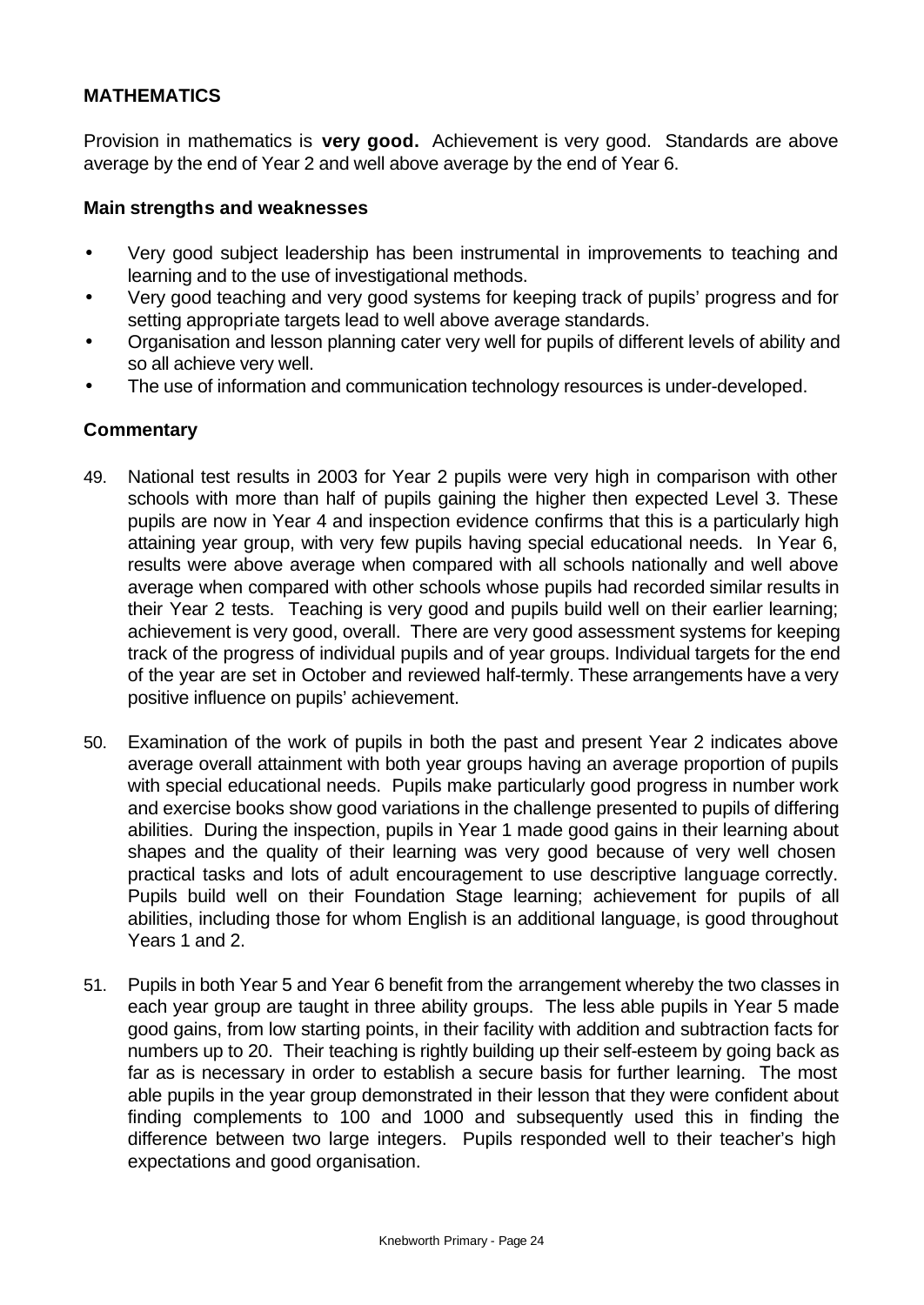## MATHEMATICS

Provision in mathematics is **very good.** Achievement is very good. Standards are above average by the end of Year 2 and well above average by the end of Year 6.

### Main strengths and weaknesses

- Very good subject leadership has been instrumental in improvements to teaching and learning and to the use of investigational methods.
- Very good teaching and very good systems for keeping track of pupils' progress and for setting appropriate targets lead to well above average standards.
- Organisation and lesson planning cater very well for pupils of different levels of ability and so all achieve very well.
- The use of information and communication technology resources is under-developed.

### Commentary

49. National test results in 2003 for Year 2 pupils were very high in comparison with other schools with more than half of pupils gaining the higher then expected Level 3. These pupils are now in Year 4 and inspection evidence confirms that this is a particularly high attaining year group, with very few pupils having special educational needs. In Year 6, results were above average when compared with all schools nationally and well above average when compared with other schools whose pupils had recorded similar results in their Year 2 tests. Teaching is very good and pupils build well on their earlier learning; achievement is very good, overall. There are very good assessment systems for keeping track of the progress of individual pupils and of year groups. Individual targets for the end of the year are set in October and reviewed half-termly. These arrangements have a very positive influence on pupils' achievement.

50. Examination of the work of pupils in both the past and present Year 2 indicates above average overall attainment with both year groups having an average proportion of pupils with special educational needs. Pupils make particularly good progress in number work and exercise books show good variations in the challenge presented to pupils of differing abilities. During the inspection, pupils in Year 1 made good gains in their learning about shapes and the quality of their learning was very good because of very well chosen practical tasks and lots of adult encouragement to use descriptive language correctly. Pupils build well on their Foundation Stage learning; achievement for pupils of all abilities, including those for whom English is an additional language, is good throughout Years 1 and 2.

51. Pupils in both Year 5 and Year 6 benefit from the arrangement whereby the two classes in each year group are taught in three ability groups. The less able pupils in Year 5 made good gains, from low starting points, in their facility with addition and subtraction facts for numbers up to 20. Their teaching is rightly building up their self-esteem by going back as far as is necessary in order to establish a secure basis for further learning. The most able pupils in the year group demonstrated in their lesson that they were confident about finding complements to 100 and 1000 and subsequently used this in finding the difference between two large integers. Pupils responded well to their teacher's high expectations and good organisation.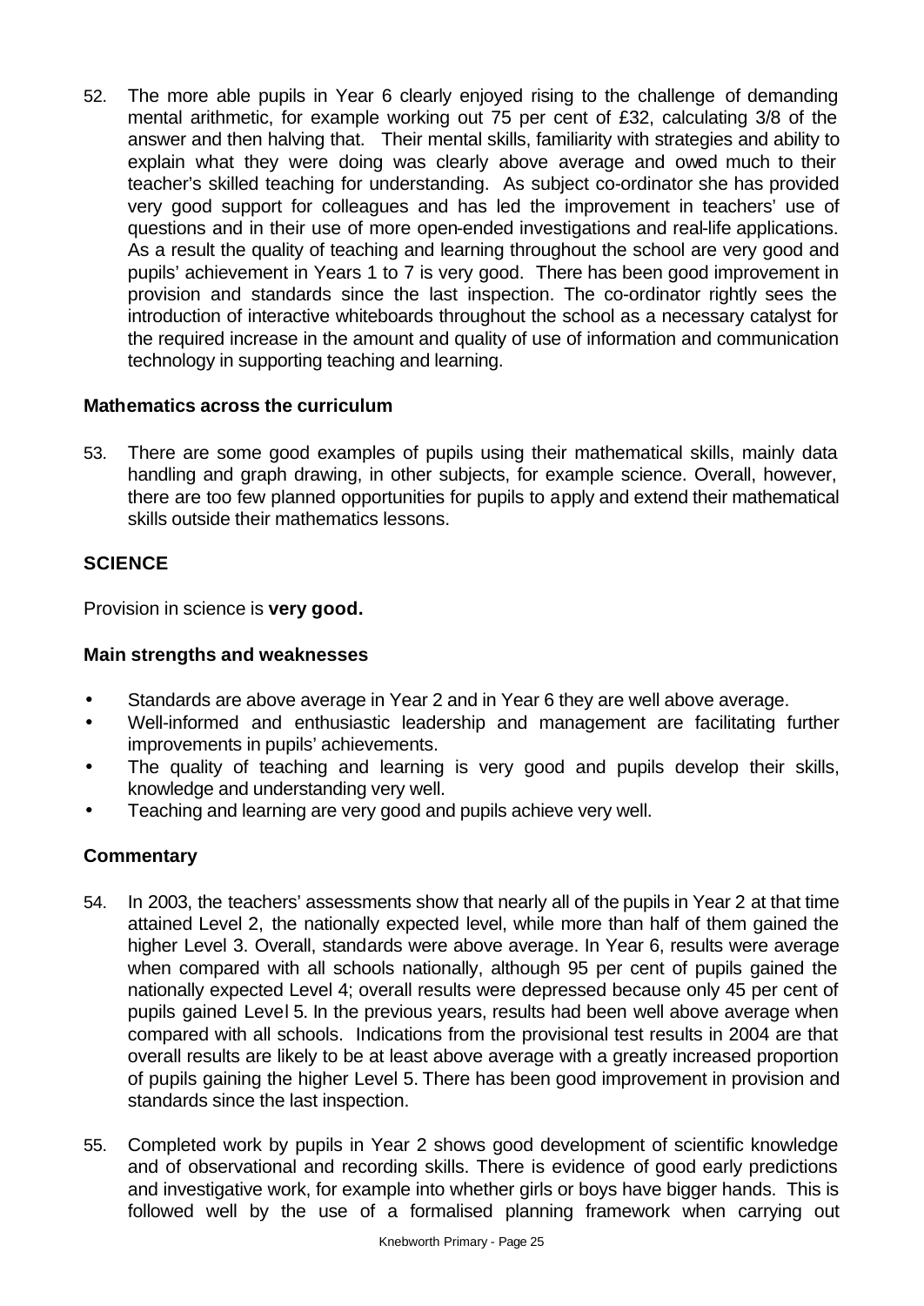52. The more able pupils in Year 6 clearly enjoyed rising to the challenge of demanding mental arithmetic, for example working out 75 per cent of £32, calculating 3/8 of the answer and then halving that. Their mental skills, familiarity with strategies and ability to explain what they were doing was clearly above average and owed much to their teacher's skilled teaching for understanding. As subject co-ordinator she has provided very good support for colleagues and has led the improvement in teachers' use of questions and in their use of more open-ended investigations and real-life applications. As a result the quality of teaching and learning throughout the school are very good and pupils' achievement in Years 1 to 7 is very good. There has been good improvement in provision and standards since the last inspection. The co-ordinator rightly sees the introduction of interactive whiteboards throughout the school as a necessary catalyst for the required increase in the amount and quality of use of information and communication technology in supporting teaching and learning.

### Mathematics across the curriculum

53. There are some good examples of pupils using their mathematical skills, mainly data handling and graph drawing, in other subjects, for example science. Overall, however, there are too few planned opportunities for pupils to apply and extend their mathematical skills outside their mathematics lessons.

## SCIENCE

Provision in science is **very good.**

### Main strengths and weaknesses

- Standards are above average in Year 2 and in Year 6 they are well above average.
- Well-informed and enthusiastic leadership and management are facilitating further improvements in pupils' achievements.
- The quality of teaching and learning is very good and pupils develop their skills, knowledge and understanding very well.
- Teaching and learning are very good and pupils achieve very well.

### Commentary

54. In 2003, the teachers' assessments show that nearly all of the pupils in Year 2 at that time attained Level 2, the nationally expected level, while more than half of them gained the higher Level 3. Overall, standards were above average. In Year 6, results were average when compared with all schools nationally, although 95 per cent of pupils gained the nationally expected Level 4; overall results were depressed because only 45 per cent of pupils gained Level 5. In the previous years, results had been well above average when compared with all schools. Indications from the provisional test results in 2004 are that overall results are likely to be at least above average with a greatly increased proportion of pupils gaining the higher Level 5. There has been good improvement in provision and standards since the last inspection.

55. Completed work by pupils in Year 2 shows good development of scientific knowledge and of observational and recording skills. There is evidence of good early predictions and investigative work, for example into whether girls or boys have bigger hands. This is followed well by the use of a formalised planning framework when carrying out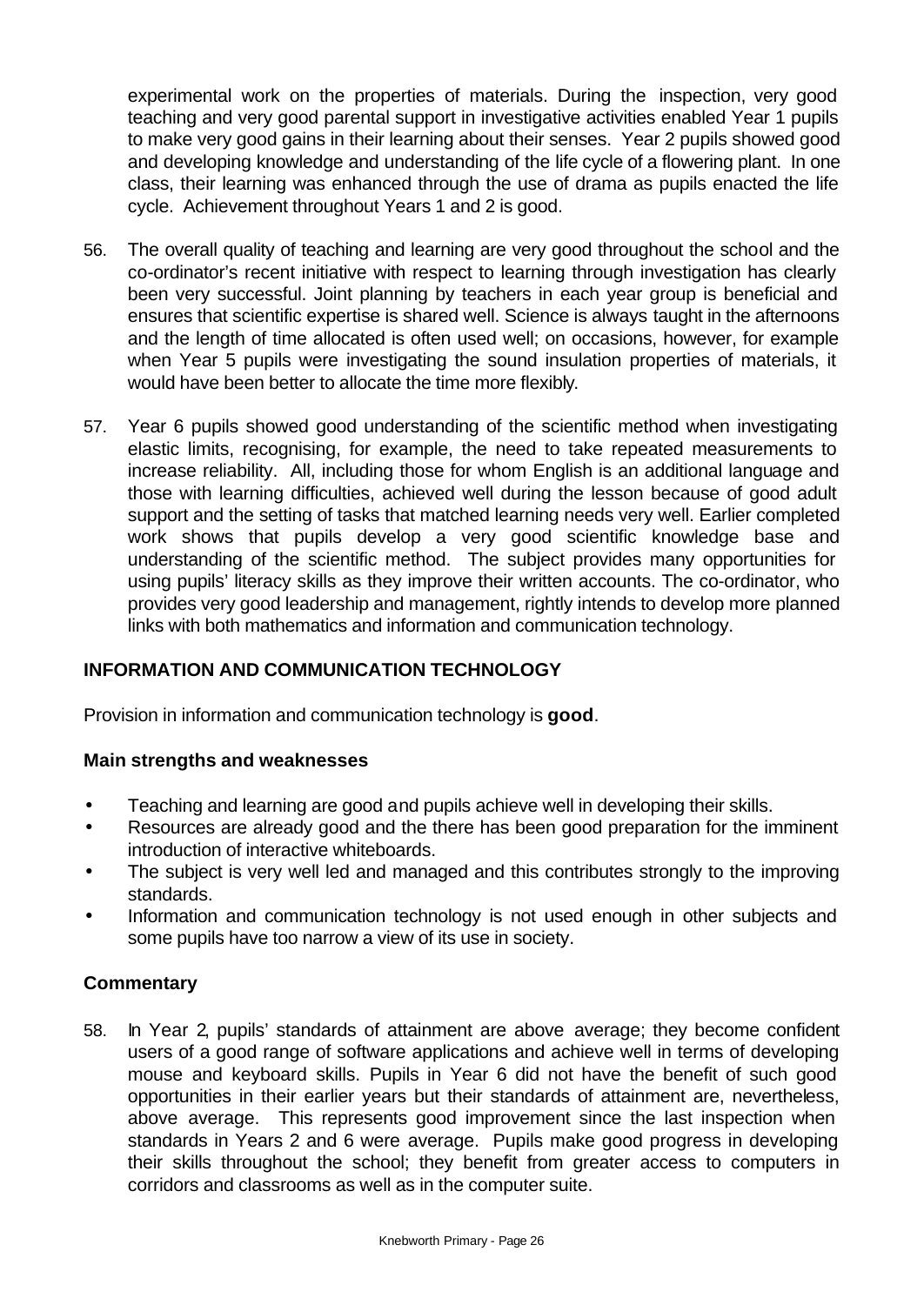experimental work on the properties of materials. During the inspection, very good teaching and very good parental support in investigative activities enabled Year 1 pupils to make very good gains in their learning about their senses. Year 2 pupils showed good and developing knowledge and understanding of the life cycle of a flowering plant. In one class, their learning was enhanced through the use of drama as pupils enacted the life cycle. Achievement throughout Years 1 and 2 is good.

56. The overall quality of teaching and learning are very good throughout the school and the co-ordinator's recent initiative with respect to learning through investigation has clearly been very successful. Joint planning by teachers in each year group is beneficial and ensures that scientific expertise is shared well. Science is always taught in the afternoons and the length of time allocated is often used well; on occasions, however, for example when Year 5 pupils were investigating the sound insulation properties of materials, it would have been better to allocate the time more flexibly.

57. Year 6 pupils showed good understanding of the scientific method when investigating elastic limits, recognising, for example, the need to take repeated measurements to increase reliability. All, including those for whom English is an additional language and those with learning difficulties, achieved well during the lesson because of good adult support and the setting of tasks that matched learning needs very well. Earlier completed work shows that pupils develop a very good scientific knowledge base and understanding of the scientific method. The subject provides many opportunities for using pupils' literacy skills as they improve their written accounts. The co-ordinator, who provides very good leadership and management, rightly intends to develop more planned links with both mathematics and information and communication technology.

## INFORMATION AND COMMUNICATION TECHNOLOGY

Provision in information and communication technology is **good**.

### Main strengths and weaknesses

- Teaching and learning are good and pupils achieve well in developing their skills.
- Resources are already good and the there has been good preparation for the imminent introduction of interactive whiteboards.
- The subject is very well led and managed and this contributes strongly to the improving standards.
- Information and communication technology is not used enough in other subjects and some pupils have too narrow a view of its use in society.

### Commentary

58. In Year 2, pupils' standards of attainment are above average; they become confident users of a good range of software applications and achieve well in terms of developing mouse and keyboard skills. Pupils in Year 6 did not have the benefit of such good opportunities in their earlier years but their standards of attainment are, nevertheless, above average. This represents good improvement since the last inspection when standards in Years 2 and 6 were average. Pupils make good progress in developing their skills throughout the school; they benefit from greater access to computers in corridors and classrooms as well as in the computer suite.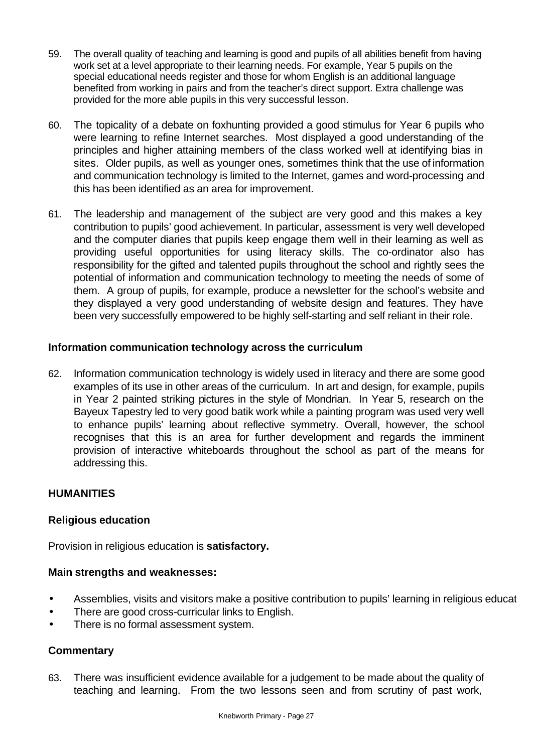59. The overall quality of teaching and learning is good and pupils of all abilities benefit from having work set at a level appropriate to their learning needs. For example, Year 5 pupils on the special educational needs register and those for whom English is an additional language benefited from working in pairs and from the teacher's direct support. Extra challenge was provided for the more able pupils in this very successful lesson.

60. The topicality of a debate on foxhunting provided a good stimulus for Year 6 pupils who were learning to refine Internet searches. Most displayed a good understanding of the principles and higher attaining members of the class worked well at identifying bias in sites. Older pupils, as well as younger ones, sometimes think that the use of information and communication technology is limited to the Internet, games and word-processing and this has been identified as an area for improvement.

61. The leadership and management of the subject are very good and this makes a key contribution to pupils' good achievement. In particular, assessment is very well developed and the computer diaries that pupils keep engage them well in their learning as well as providing useful opportunities for using literacy skills. The co-ordinator also has responsibility for the gifted and talented pupils throughout the school and rightly sees the potential of information and communication technology to meeting the needs of some of them. A group of pupils, for example, produce a newsletter for the school's website and they displayed a very good understanding of website design and features. They have been very successfully empowered to be highly self-starting and self reliant in their role.

### Information communication technology across the curriculum

62. Information communication technology is widely used in literacy and there are some good examples of its use in other areas of the curriculum. In art and design, for example, pupils in Year 2 painted striking pictures in the style of Mondrian. In Year 5, research on the Bayeux Tapestry led to very good batik work while a painting program was used very well to enhance pupils' learning about reflective symmetry. Overall, however, the school recognises that this is an area for further development and regards the imminent provision of interactive whiteboards throughout the school as part of the means for addressing this.

## HUMANITIES

### Religious education

Provision in religious education is **satisfactory.**

### Main strengths and weaknesses:

- Assemblies, visits and visitors make a positive contribution to pupils' learning in religious educat
- There are good cross-curricular links to English.
- There is no formal assessment system.

### Commentary

63. There was insufficient evidence available for a judgement to be made about the quality of teaching and learning. From the two lessons seen and from scrutiny of past work,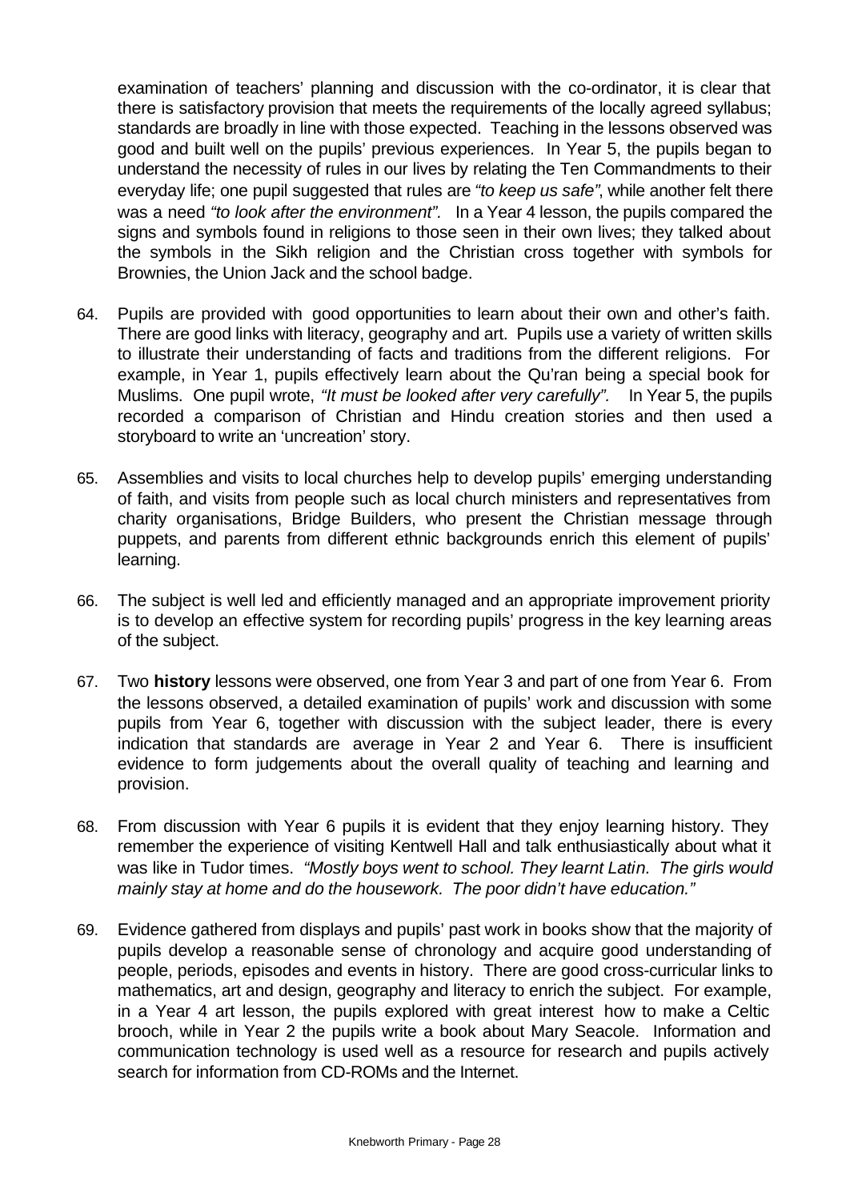examination of teachers' planning and discussion with the co-ordinator, it is clear that there is satisfactory provision that meets the requirements of the locally agreed syllabus; standards are broadly in line with those expected. Teaching in the lessons observed was good and built well on the pupils' previous experiences. In Year 5, the pupils began to understand the necessity of rules in our lives by relating the Ten Commandments to their everyday life; one pupil suggested that rules are *"to keep us safe"*, while another felt there was a need *"to look after the environment".* In a Year 4 lesson, the pupils compared the signs and symbols found in religions to those seen in their own lives; they talked about the symbols in the Sikh religion and the Christian cross together with symbols for Brownies, the Union Jack and the school badge.

64. Pupils are provided with good opportunities to learn about their own and other's faith. There are good links with literacy, geography and art. Pupils use a variety of written skills to illustrate their understanding of facts and traditions from the different religions. For example, in Year 1, pupils effectively learn about the Qu'ran being a special book for Muslims. One pupil wrote, *"It must be looked after very carefully".* In Year 5, the pupils recorded a comparison of Christian and Hindu creation stories and then used a storyboard to write an 'uncreation' story.

65. Assemblies and visits to local churches help to develop pupils' emerging understanding of faith, and visits from people such as local church ministers and representatives from charity organisations, Bridge Builders, who present the Christian message through puppets, and parents from different ethnic backgrounds enrich this element of pupils' learning.

66. The subject is well led and efficiently managed and an appropriate improvement priority is to develop an effective system for recording pupils' progress in the key learning areas of the subject.

67. Two **history** lessons were observed, one from Year 3 and part of one from Year 6. From the lessons observed, a detailed examination of pupils' work and discussion with some pupils from Year 6, together with discussion with the subject leader, there is every indication that standards are average in Year 2 and Year 6. There is insufficient evidence to form judgements about the overall quality of teaching and learning and provision.

68. From discussion with Year 6 pupils it is evident that they enjoy learning history. They remember the experience of visiting Kentwell Hall and talk enthusiastically about what it was like in Tudor times. *"Mostly boys went to school. They learnt Latin. The girls would mainly stay at home and do the housework. The poor didn't have education."*

69. Evidence gathered from displays and pupils' past work in books show that the majority of pupils develop a reasonable sense of chronology and acquire good understanding of people, periods, episodes and events in history. There are good cross-curricular links to mathematics, art and design, geography and literacy to enrich the subject. For example, in a Year 4 art lesson, the pupils explored with great interest how to make a Celtic brooch, while in Year 2 the pupils write a book about Mary Seacole. Information and communication technology is used well as a resource for research and pupils actively search for information from CD-ROMs and the Internet.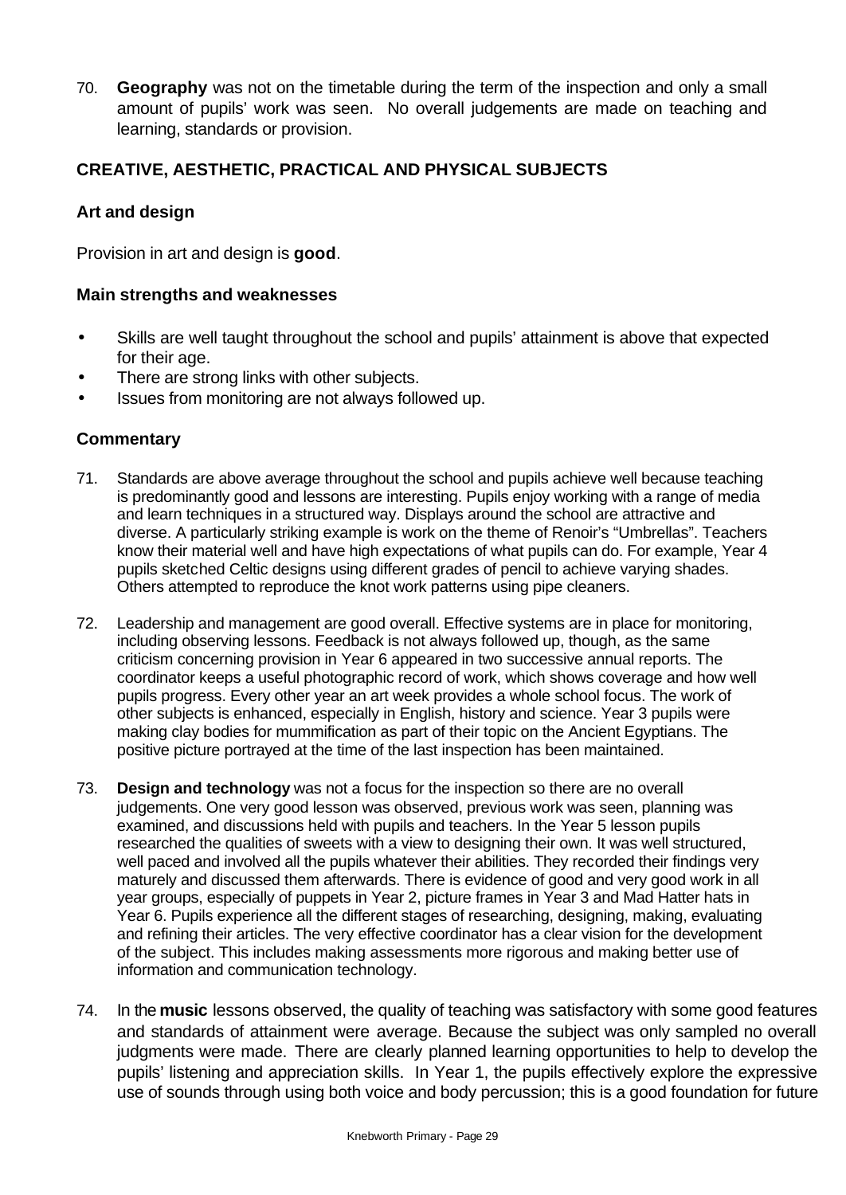70. **Geography** was not on the timetable during the term of the inspection and only a small amount of pupils' work was seen. No overall judgements are made on teaching and learning, standards or provision.

## CREATIVE, AESTHETIC, PRACTICAL AND PHYSICAL SUBJECTS

### Art and design

Provision in art and design is **good**.

### Main strengths and weaknesses

- Skills are well taught throughout the school and pupils' attainment is above that expected for their age.
- There are strong links with other subjects.
- Issues from monitoring are not always followed up.

### Commentary

71. Standards are above average throughout the school and pupils achieve well because teaching is predominantly good and lessons are interesting. Pupils enjoy working with a range of media and learn techniques in a structured way. Displays around the school are attractive and diverse. A particularly striking example is work on the theme of Renoir's "Umbrellas". Teachers know their material well and have high expectations of what pupils can do. For example, Year 4 pupils sketched Celtic designs using different grades of pencil to achieve varying shades. Others attempted to reproduce the knot work patterns using pipe cleaners.

72. Leadership and management are good overall. Effective systems are in place for monitoring, including observing lessons. Feedback is not always followed up, though, as the same criticism concerning provision in Year 6 appeared in two successive annual reports. The coordinator keeps a useful photographic record of work, which shows coverage and how well pupils progress. Every other year an art week provides a whole school focus. The work of other subjects is enhanced, especially in English, history and science. Year 3 pupils were making clay bodies for mummification as part of their topic on the Ancient Egyptians. The positive picture portrayed at the time of the last inspection has been maintained.

73. **Design and technology** was not a focus for the inspection so there are no overall judgements. One very good lesson was observed, previous work was seen, planning was examined, and discussions held with pupils and teachers. In the Year 5 lesson pupils researched the qualities of sweets with a view to designing their own. It was well structured, well paced and involved all the pupils whatever their abilities. They recorded their findings very maturely and discussed them afterwards. There is evidence of good and very good work in all year groups, especially of puppets in Year 2, picture frames in Year 3 and Mad Hatter hats in Year 6. Pupils experience all the different stages of researching, designing, making, evaluating and refining their articles. The very effective coordinator has a clear vision for the development of the subject. This includes making assessments more rigorous and making better use of information and communication technology.

74. In the **music** lessons observed, the quality of teaching was satisfactory with some good features and standards of attainment were average. Because the subject was only sampled no overall judgments were made. There are clearly planned learning opportunities to help to develop the pupils' listening and appreciation skills. In Year 1, the pupils effectively explore the expressive use of sounds through using both voice and body percussion; this is a good foundation for future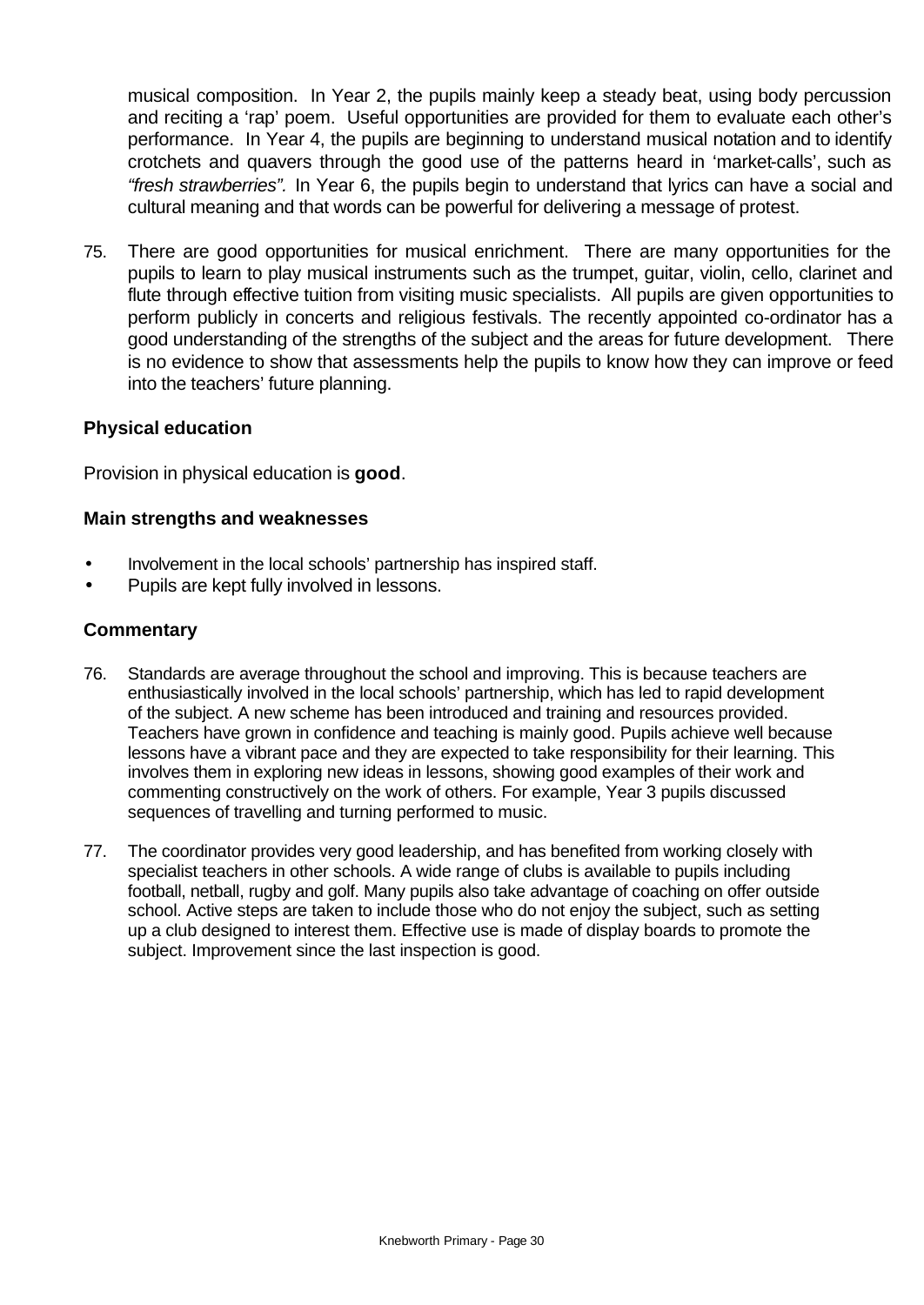musical composition. In Year 2, the pupils mainly keep a steady beat, using body percussion and reciting a 'rap' poem. Useful opportunities are provided for them to evaluate each other's performance. In Year 4, the pupils are beginning to understand musical notation and to identify crotchets and quavers through the good use of the patterns heard in 'market-calls', such as *"fresh strawberries".* In Year 6, the pupils begin to understand that lyrics can have a social and cultural meaning and that words can be powerful for delivering a message of protest.

75. There are good opportunities for musical enrichment. There are many opportunities for the pupils to learn to play musical instruments such as the trumpet, guitar, violin, cello, clarinet and flute through effective tuition from visiting music specialists. All pupils are given opportunities to perform publicly in concerts and religious festivals. The recently appointed co-ordinator has a good understanding of the strengths of the subject and the areas for future development. There is no evidence to show that assessments help the pupils to know how they can improve or feed into the teachers' future planning.

### Physical education

Provision in physical education is **good**.

#### Main strengths and weaknesses

- Involvement in the local schools' partnership has inspired staff.
- Pupils are kept fully involved in lessons.

#### Commentary

76. Standards are average throughout the school and improving. This is because teachers are enthusiastically involved in the local schools' partnership, which has led to rapid development of the subject. A new scheme has been introduced and training and resources provided. Teachers have grown in confidence and teaching is mainly good. Pupils achieve well because lessons have a vibrant pace and they are expected to take responsibility for their learning. This involves them in exploring new ideas in lessons, showing good examples of their work and commenting constructively on the work of others. For example, Year 3 pupils discussed sequences of travelling and turning performed to music.

77. The coordinator provides very good leadership, and has benefited from working closely with specialist teachers in other schools. A wide range of clubs is available to pupils including football, netball, rugby and golf. Many pupils also take advantage of coaching on offer outside school. Active steps are taken to include those who do not enjoy the subject, such as setting up a club designed to interest them. Effective use is made of display boards to promote the subject. Improvement since the last inspection is good.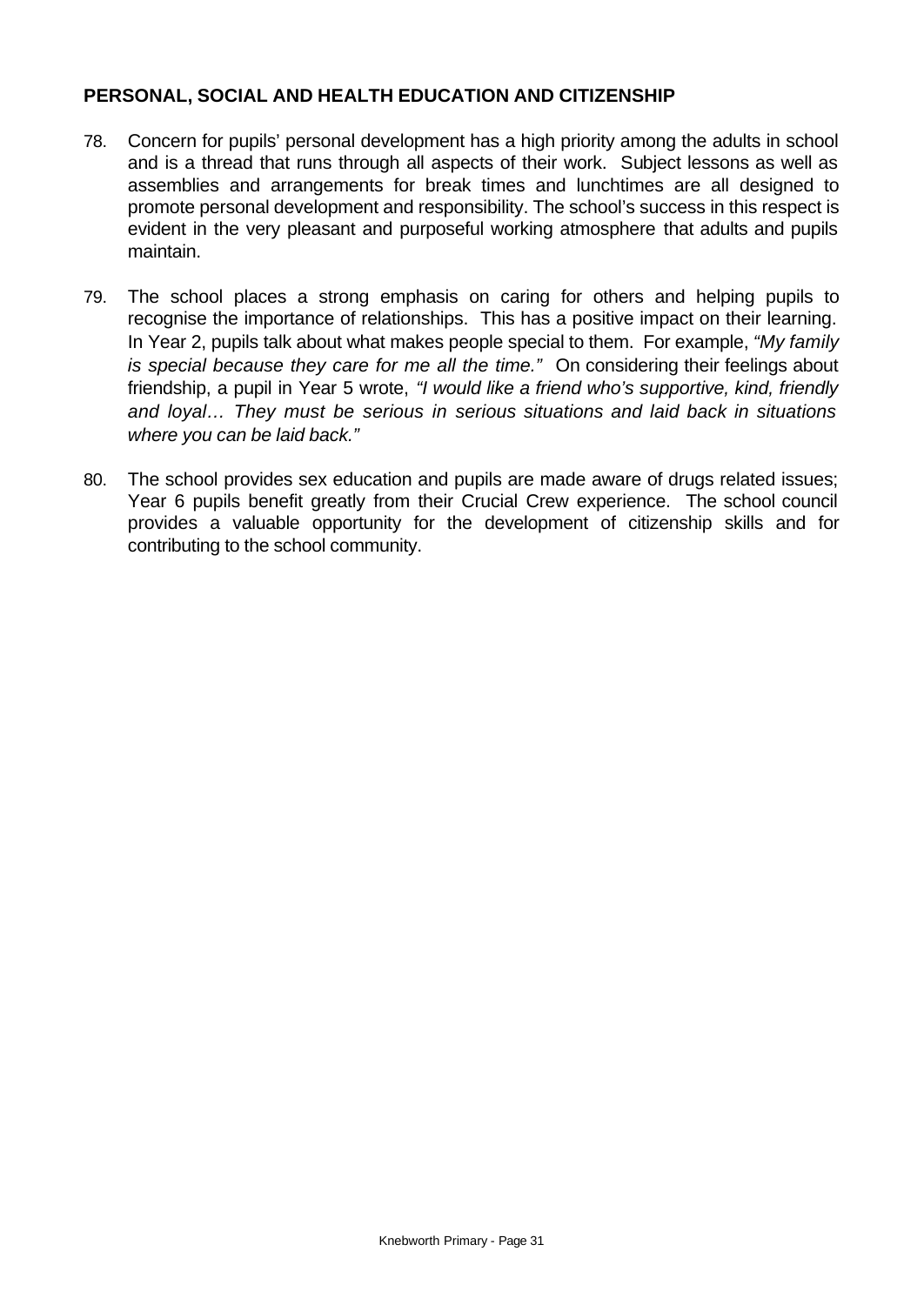**PERSONAL, SOCIAL AND HEALTH EDUCATION AND CITIZENSHIP**

78. Concern for pupils' personal development has a high priority among the adults in school and is a thread that runs through all aspects of their work. Subject lessons as well as assemblies and arrangements for break times and lunchtimes are all designed to promote personal development and responsibility. The school's success in this respect is evident in the very pleasant and purposeful working atmosphere that adults and pupils maintain.

79. The school places a strong emphasis on caring for others and helping pupils to recognise the importance of relationships. This has a positive impact on their learning. In Year 2, pupils talk about what makes people special to them. For example, *"My family is special because they care for me all the time."* On considering their feelings about friendship, a pupil in Year 5 wrote, *"I would like a friend who's supportive, kind, friendly and loyal… They must be serious in serious situations and laid back in situations where you can be laid back."*

80. The school provides sex education and pupils are made aware of drugs related issues; Year 6 pupils benefit greatly from their Crucial Crew experience. The school council provides a valuable opportunity for the development of citizenship skills and for contributing to the school community.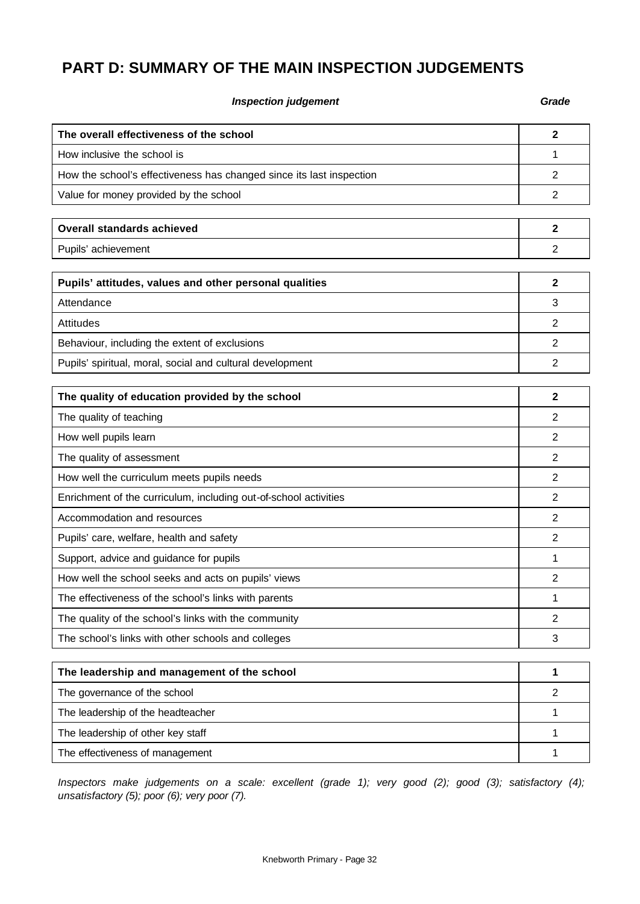# PART D: SUMMARY OF THE MAIN INSPECTION JUDGEMENTS

| *Inspection judgement* | *Grade* |
| --- | --- |
| **The overall effectiveness of the school** | **2** |
| How inclusive the school is | 1 |
| How the school's effectiveness has changed since its last inspection | 2 |
| Value for money provided by the school | 2 |
| **Overall standards achieved** | **2** |
| Pupils' achievement | 2 |
| **Pupils' attitudes, values and other personal qualities** | **2** |
| Attendance | 3 |
| Attitudes | 2 |
| Behaviour, including the extent of exclusions | 2 |
| Pupils' spiritual, moral, social and cultural development | 2 |
| **The quality of education provided by the school** | **2** |
| The quality of teaching | 2 |
| How well pupils learn | 2 |
| The quality of assessment | 2 |
| How well the curriculum meets pupils needs | 2 |
| Enrichment of the curriculum, including out-of-school activities | 2 |
| Accommodation and resources | 2 |
| Pupils' care, welfare, health and safety | 2 |
| Support, advice and guidance for pupils | 1 |
| How well the school seeks and acts on pupils' views | 2 |
| The effectiveness of the school's links with parents | 1 |
| The quality of the school's links with the community | 2 |
| The school's links with other schools and colleges | 3 |
| **The leadership and management of the school** | **1** |
| The governance of the school | 2 |
| The leadership of the headteacher | 1 |
| The leadership of other key staff | 1 |
| The effectiveness of management | 1 |

*Inspectors make judgements on a scale: excellent (grade 1); very good (2); good (3); satisfactory (4); unsatisfactory (5); poor (6); very poor (7).*